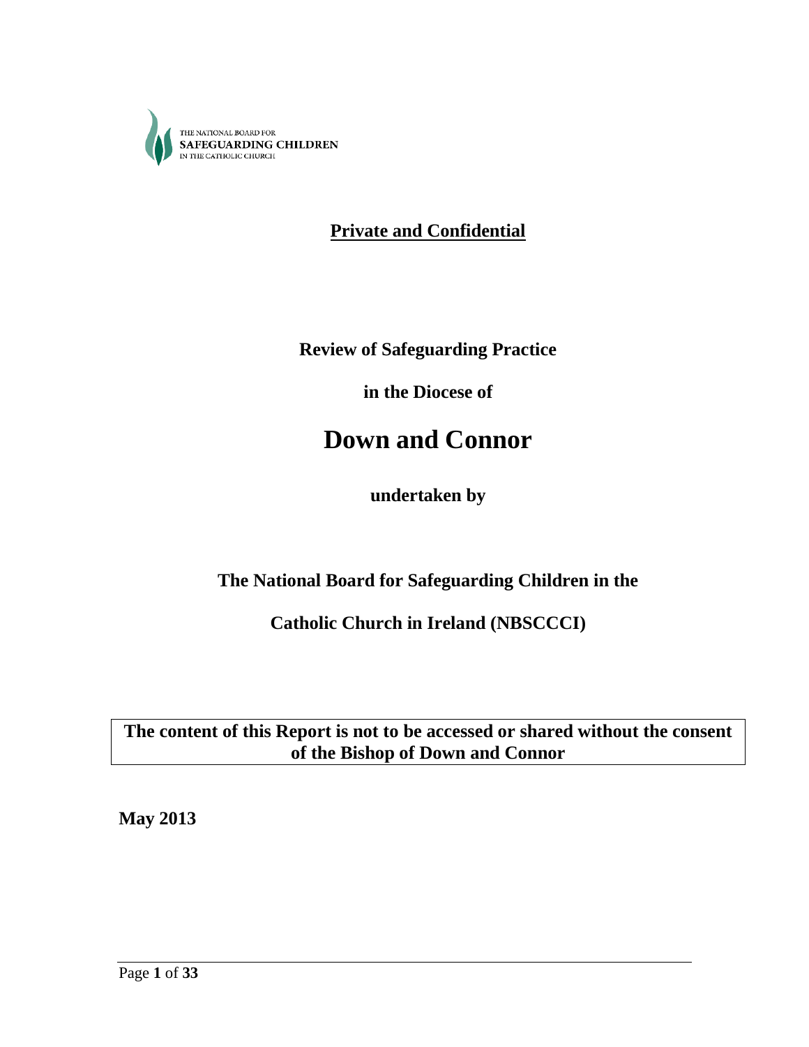THE NATIONAL BOARD FOR
**SAFEGUARDING CHILDREN**
IN THE CATHOLIC CHURCH

**Private and Confidential**

**Review of Safeguarding Practice**

**in the Diocese of**

# Down and Connor

**undertaken by**

**The National Board for Safeguarding Children in the**

**Catholic Church in Ireland (NBSCCCI)**

**The content of this Report is not to be accessed or shared without the consent of the Bishop of Down and Connor**

**May 2013**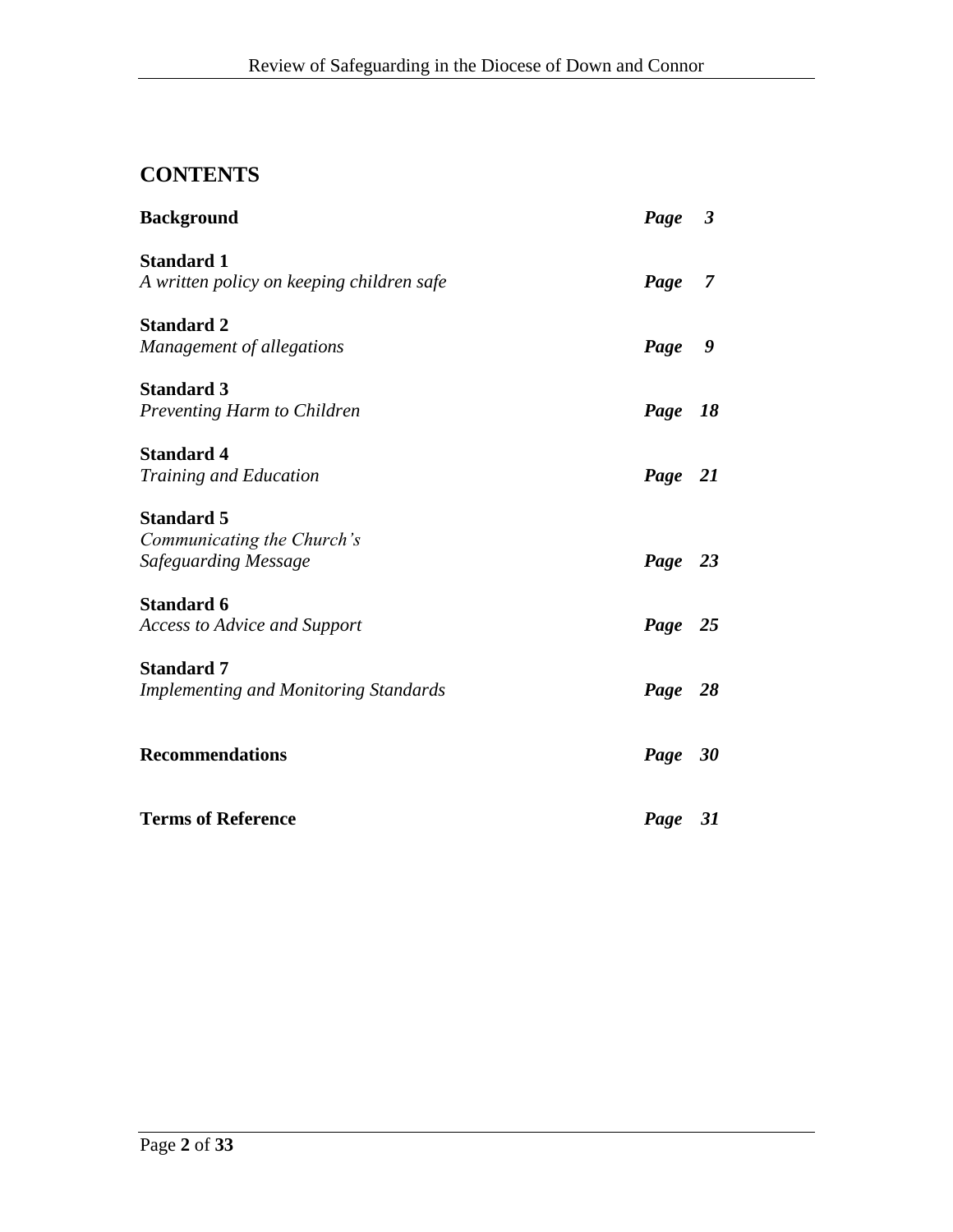## CONTENTS

| | |
|---|---|
| **Background** | ***Page 3*** |
| **Standard 1**<br>*A written policy on keeping children safe* | ***Page 7*** |
| **Standard 2**<br>*Management of allegations* | ***Page 9*** |
| **Standard 3**<br>*Preventing Harm to Children* | ***Page 18*** |
| **Standard 4**<br>*Training and Education* | ***Page 21*** |
| **Standard 5**<br>*Communicating the Church's Safeguarding Message* | ***Page 23*** |
| **Standard 6**<br>*Access to Advice and Support* | ***Page 25*** |
| **Standard 7**<br>*Implementing and Monitoring Standards* | ***Page 28*** |
| **Recommendations** | ***Page 30*** |
| **Terms of Reference** | ***Page 31*** |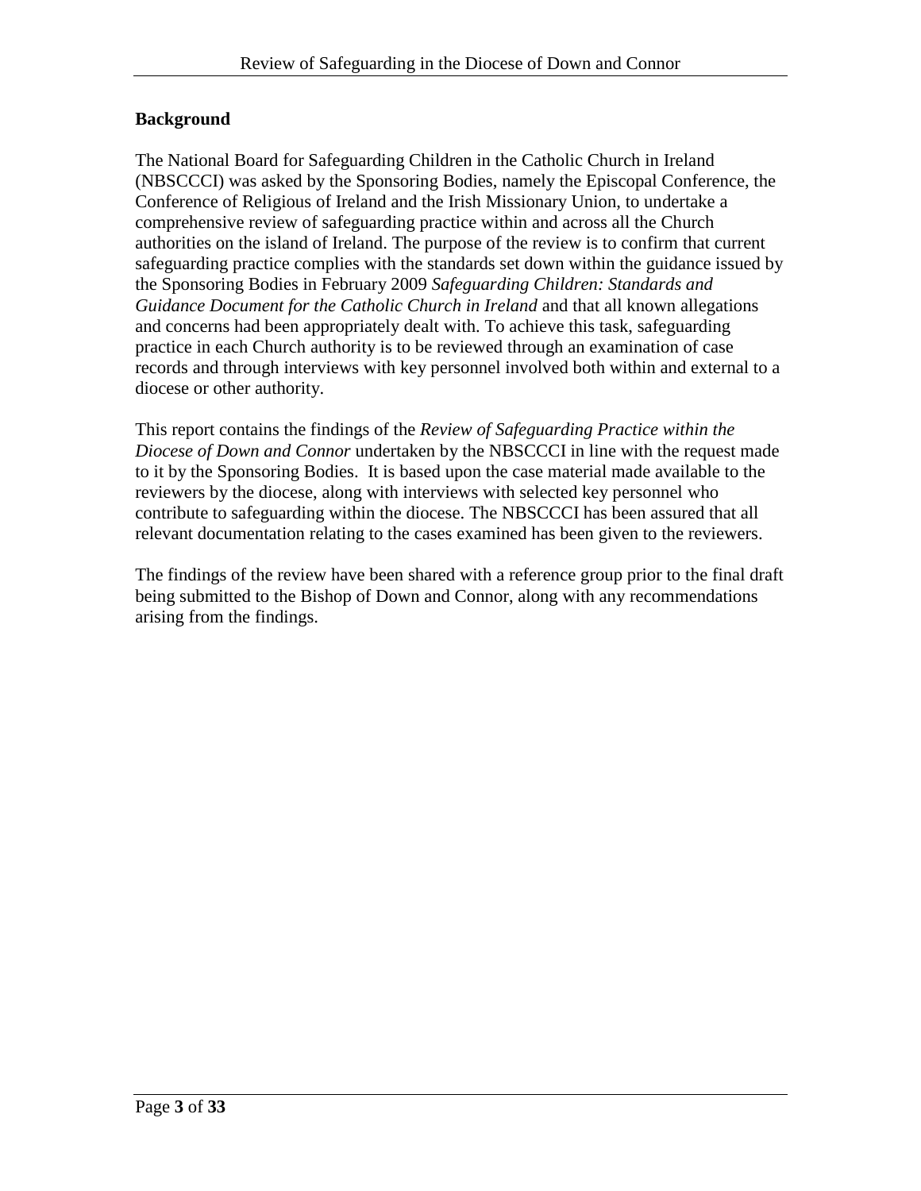## Background

The National Board for Safeguarding Children in the Catholic Church in Ireland (NBSCCCI) was asked by the Sponsoring Bodies, namely the Episcopal Conference, the Conference of Religious of Ireland and the Irish Missionary Union, to undertake a comprehensive review of safeguarding practice within and across all the Church authorities on the island of Ireland. The purpose of the review is to confirm that current safeguarding practice complies with the standards set down within the guidance issued by the Sponsoring Bodies in February 2009 *Safeguarding Children: Standards and Guidance Document for the Catholic Church in Ireland* and that all known allegations and concerns had been appropriately dealt with. To achieve this task, safeguarding practice in each Church authority is to be reviewed through an examination of case records and through interviews with key personnel involved both within and external to a diocese or other authority.

This report contains the findings of the *Review of Safeguarding Practice within the Diocese of Down and Connor* undertaken by the NBSCCCI in line with the request made to it by the Sponsoring Bodies. It is based upon the case material made available to the reviewers by the diocese, along with interviews with selected key personnel who contribute to safeguarding within the diocese. The NBSCCCI has been assured that all relevant documentation relating to the cases examined has been given to the reviewers.

The findings of the review have been shared with a reference group prior to the final draft being submitted to the Bishop of Down and Connor, along with any recommendations arising from the findings.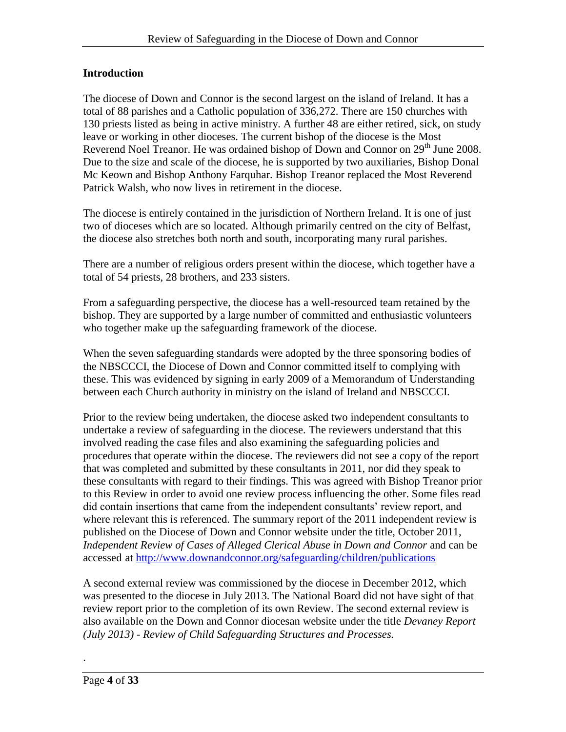## Introduction

The diocese of Down and Connor is the second largest on the island of Ireland. It has a total of 88 parishes and a Catholic population of 336,272. There are 150 churches with 130 priests listed as being in active ministry. A further 48 are either retired, sick, on study leave or working in other dioceses. The current bishop of the diocese is the Most Reverend Noel Treanor. He was ordained bishop of Down and Connor on 29th June 2008. Due to the size and scale of the diocese, he is supported by two auxiliaries, Bishop Donal Mc Keown and Bishop Anthony Farquhar. Bishop Treanor replaced the Most Reverend Patrick Walsh, who now lives in retirement in the diocese.

The diocese is entirely contained in the jurisdiction of Northern Ireland. It is one of just two of dioceses which are so located. Although primarily centred on the city of Belfast, the diocese also stretches both north and south, incorporating many rural parishes.

There are a number of religious orders present within the diocese, which together have a total of 54 priests, 28 brothers, and 233 sisters.

From a safeguarding perspective, the diocese has a well-resourced team retained by the bishop. They are supported by a large number of committed and enthusiastic volunteers who together make up the safeguarding framework of the diocese.

When the seven safeguarding standards were adopted by the three sponsoring bodies of the NBSCCCI, the Diocese of Down and Connor committed itself to complying with these. This was evidenced by signing in early 2009 of a Memorandum of Understanding between each Church authority in ministry on the island of Ireland and NBSCCCI.

Prior to the review being undertaken, the diocese asked two independent consultants to undertake a review of safeguarding in the diocese. The reviewers understand that this involved reading the case files and also examining the safeguarding policies and procedures that operate within the diocese. The reviewers did not see a copy of the report that was completed and submitted by these consultants in 2011, nor did they speak to these consultants with regard to their findings. This was agreed with Bishop Treanor prior to this Review in order to avoid one review process influencing the other. Some files read did contain insertions that came from the independent consultants' review report, and where relevant this is referenced. The summary report of the 2011 independent review is published on the Diocese of Down and Connor website under the title, October 2011, *Independent Review of Cases of Alleged Clerical Abuse in Down and Connor* and can be accessed at http://www.downandconnor.org/safeguarding/children/publications

A second external review was commissioned by the diocese in December 2012, which was presented to the diocese in July 2013. The National Board did not have sight of that review report prior to the completion of its own Review. The second external review is also available on the Down and Connor diocesan website under the title *Devaney Report (July 2013) - Review of Child Safeguarding Structures and Processes.*

.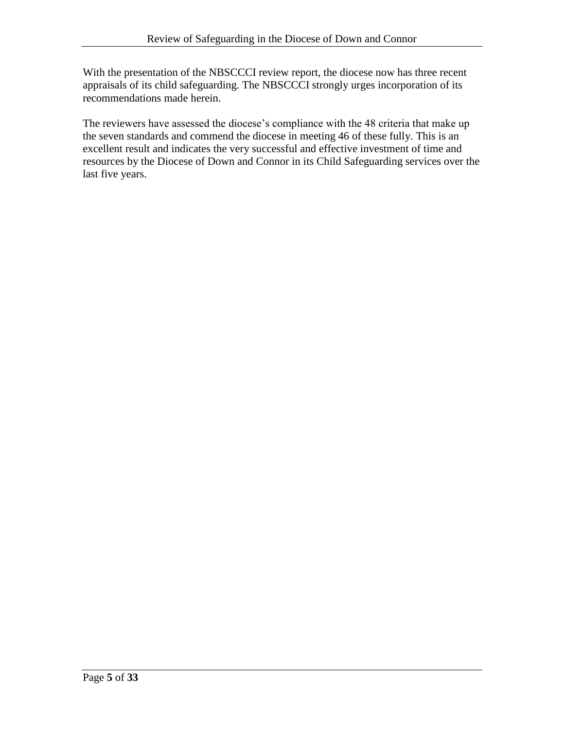With the presentation of the NBSCCCI review report, the diocese now has three recent appraisals of its child safeguarding. The NBSCCCI strongly urges incorporation of its recommendations made herein.

The reviewers have assessed the diocese's compliance with the 48 criteria that make up the seven standards and commend the diocese in meeting 46 of these fully. This is an excellent result and indicates the very successful and effective investment of time and resources by the Diocese of Down and Connor in its Child Safeguarding services over the last five years.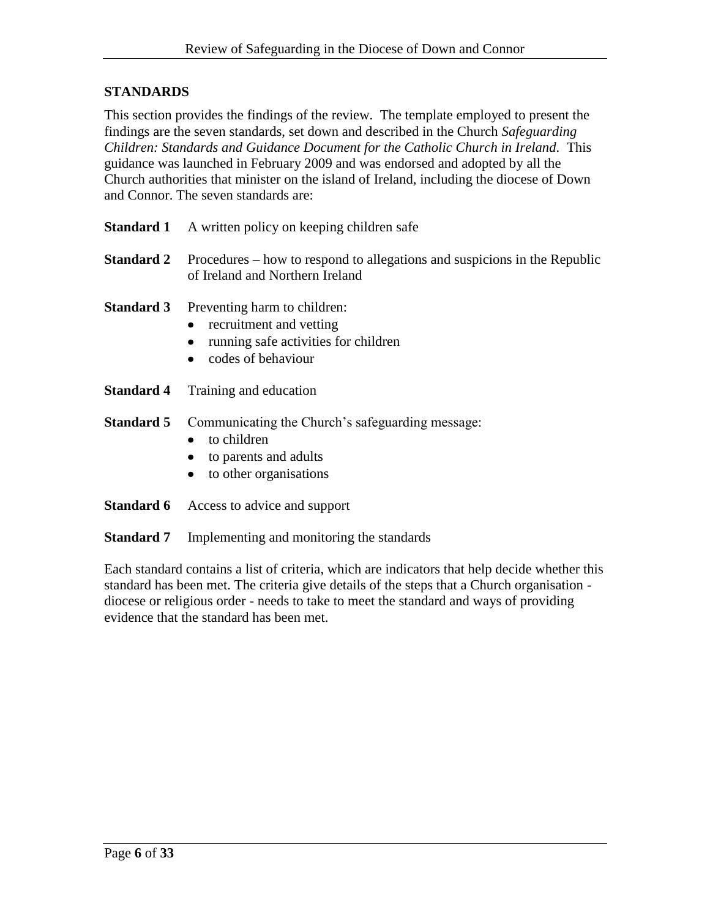## STANDARDS

This section provides the findings of the review. The template employed to present the findings are the seven standards, set down and described in the Church *Safeguarding Children: Standards and Guidance Document for the Catholic Church in Ireland*. This guidance was launched in February 2009 and was endorsed and adopted by all the Church authorities that minister on the island of Ireland, including the diocese of Down and Connor. The seven standards are:

**Standard 1** A written policy on keeping children safe

**Standard 2** Procedures – how to respond to allegations and suspicions in the Republic of Ireland and Northern Ireland

**Standard 3** Preventing harm to children:

- recruitment and vetting
- running safe activities for children
- codes of behaviour

**Standard 4** Training and education

**Standard 5** Communicating the Church's safeguarding message:

- to children
- to parents and adults
- to other organisations

**Standard 6** Access to advice and support

**Standard 7** Implementing and monitoring the standards

Each standard contains a list of criteria, which are indicators that help decide whether this standard has been met. The criteria give details of the steps that a Church organisation - diocese or religious order - needs to take to meet the standard and ways of providing evidence that the standard has been met.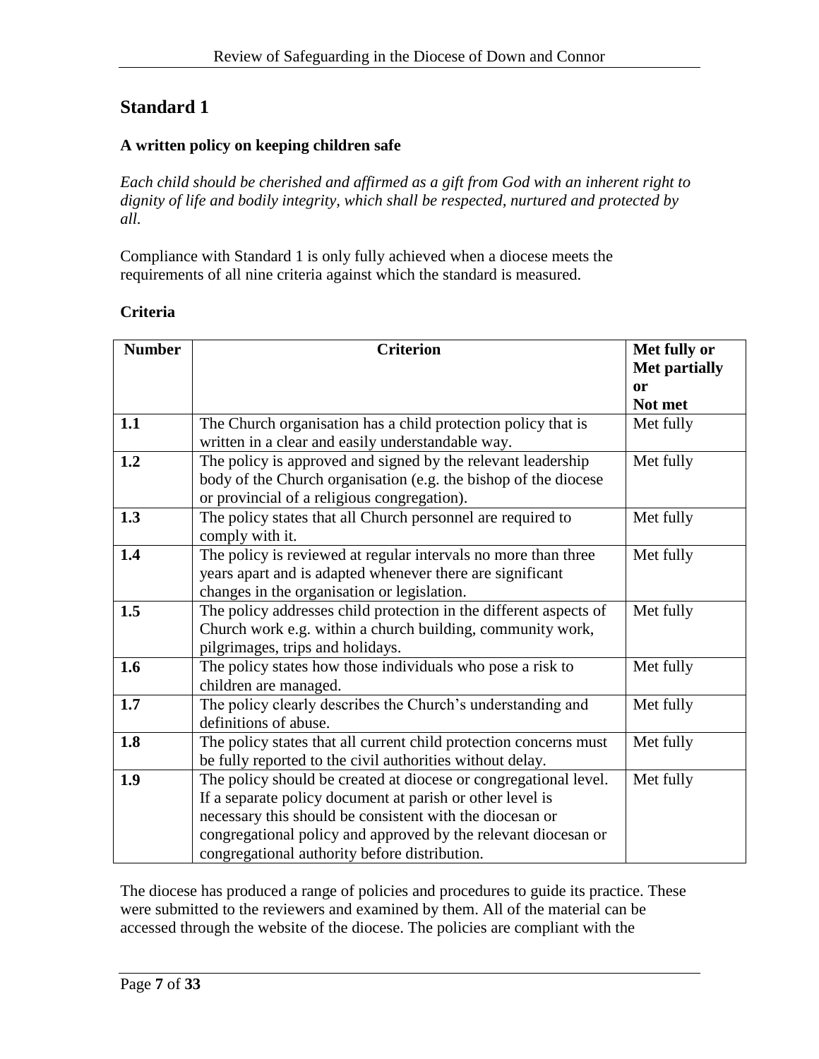## Standard 1

**A written policy on keeping children safe**

*Each child should be cherished and affirmed as a gift from God with an inherent right to dignity of life and bodily integrity, which shall be respected, nurtured and protected by all.*

Compliance with Standard 1 is only fully achieved when a diocese meets the requirements of all nine criteria against which the standard is measured.

**Criteria**

| Number | Criterion | Met fully or Met partially or Not met |
|---|---|---|
| **1.1** | The Church organisation has a child protection policy that is written in a clear and easily understandable way. | Met fully |
| **1.2** | The policy is approved and signed by the relevant leadership body of the Church organisation (e.g. the bishop of the diocese or provincial of a religious congregation). | Met fully |
| **1.3** | The policy states that all Church personnel are required to comply with it. | Met fully |
| **1.4** | The policy is reviewed at regular intervals no more than three years apart and is adapted whenever there are significant changes in the organisation or legislation. | Met fully |
| **1.5** | The policy addresses child protection in the different aspects of Church work e.g. within a church building, community work, pilgrimages, trips and holidays. | Met fully |
| **1.6** | The policy states how those individuals who pose a risk to children are managed. | Met fully |
| **1.7** | The policy clearly describes the Church's understanding and definitions of abuse. | Met fully |
| **1.8** | The policy states that all current child protection concerns must be fully reported to the civil authorities without delay. | Met fully |
| **1.9** | The policy should be created at diocese or congregational level. If a separate policy document at parish or other level is necessary this should be consistent with the diocesan or congregational policy and approved by the relevant diocesan or congregational authority before distribution. | Met fully |

The diocese has produced a range of policies and procedures to guide its practice. These were submitted to the reviewers and examined by them. All of the material can be accessed through the website of the diocese. The policies are compliant with the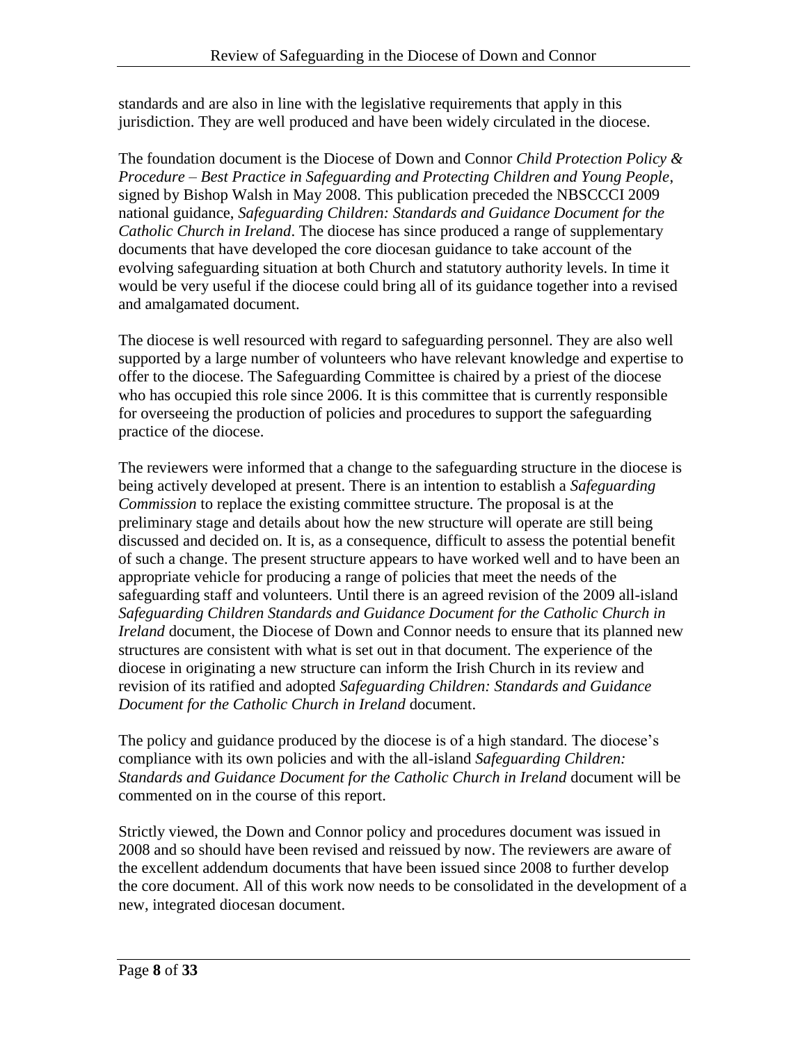standards and are also in line with the legislative requirements that apply in this jurisdiction. They are well produced and have been widely circulated in the diocese.

The foundation document is the Diocese of Down and Connor *Child Protection Policy & Procedure – Best Practice in Safeguarding and Protecting Children and Young People*, signed by Bishop Walsh in May 2008. This publication preceded the NBSCCCI 2009 national guidance, *Safeguarding Children: Standards and Guidance Document for the Catholic Church in Ireland*. The diocese has since produced a range of supplementary documents that have developed the core diocesan guidance to take account of the evolving safeguarding situation at both Church and statutory authority levels. In time it would be very useful if the diocese could bring all of its guidance together into a revised and amalgamated document.

The diocese is well resourced with regard to safeguarding personnel. They are also well supported by a large number of volunteers who have relevant knowledge and expertise to offer to the diocese. The Safeguarding Committee is chaired by a priest of the diocese who has occupied this role since 2006. It is this committee that is currently responsible for overseeing the production of policies and procedures to support the safeguarding practice of the diocese.

The reviewers were informed that a change to the safeguarding structure in the diocese is being actively developed at present. There is an intention to establish a *Safeguarding Commission* to replace the existing committee structure. The proposal is at the preliminary stage and details about how the new structure will operate are still being discussed and decided on. It is, as a consequence, difficult to assess the potential benefit of such a change. The present structure appears to have worked well and to have been an appropriate vehicle for producing a range of policies that meet the needs of the safeguarding staff and volunteers. Until there is an agreed revision of the 2009 all-island *Safeguarding Children Standards and Guidance Document for the Catholic Church in Ireland* document, the Diocese of Down and Connor needs to ensure that its planned new structures are consistent with what is set out in that document. The experience of the diocese in originating a new structure can inform the Irish Church in its review and revision of its ratified and adopted *Safeguarding Children: Standards and Guidance Document for the Catholic Church in Ireland* document.

The policy and guidance produced by the diocese is of a high standard. The diocese's compliance with its own policies and with the all-island *Safeguarding Children: Standards and Guidance Document for the Catholic Church in Ireland* document will be commented on in the course of this report.

Strictly viewed, the Down and Connor policy and procedures document was issued in 2008 and so should have been revised and reissued by now. The reviewers are aware of the excellent addendum documents that have been issued since 2008 to further develop the core document. All of this work now needs to be consolidated in the development of a new, integrated diocesan document.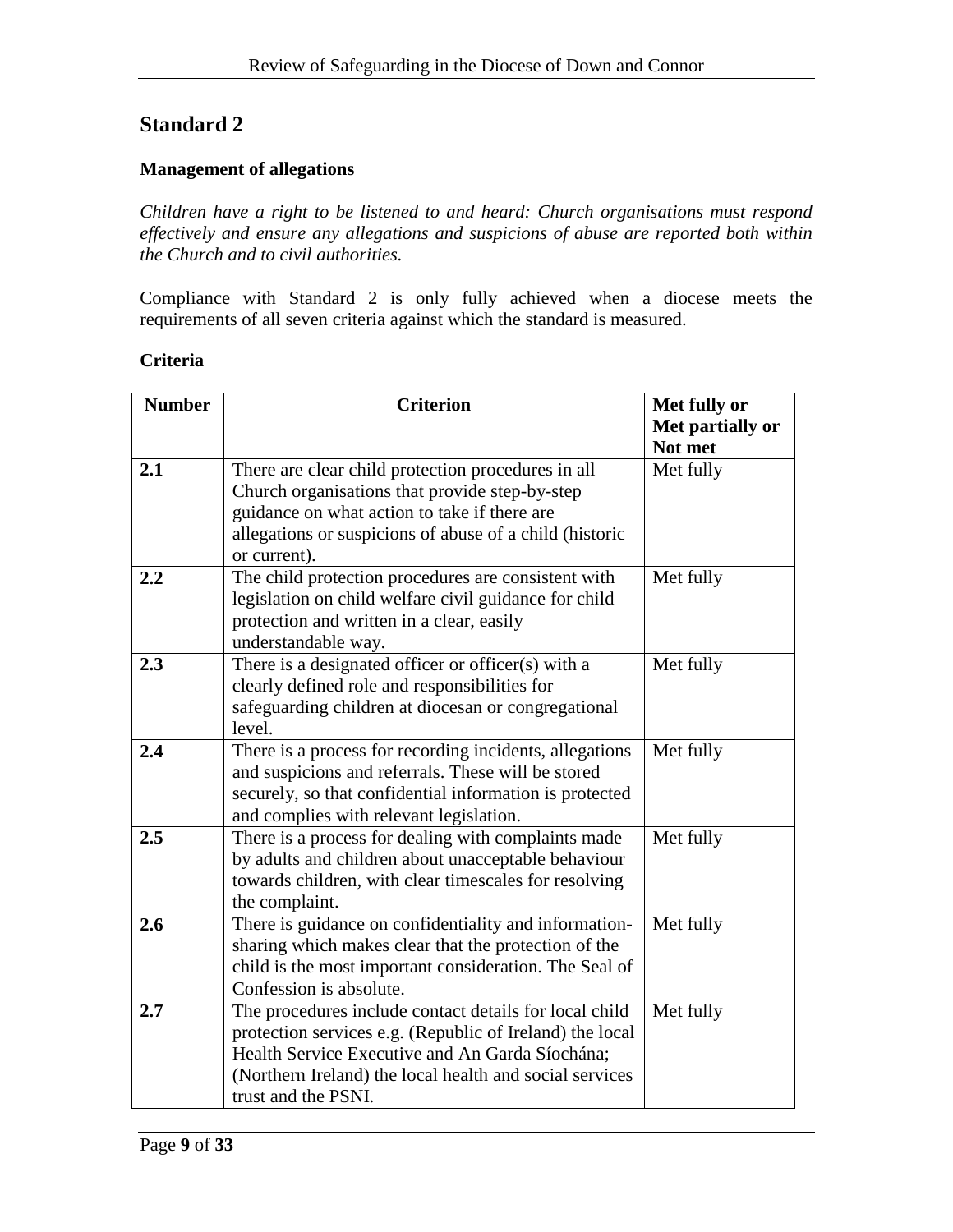## Standard 2

**Management of allegations**

*Children have a right to be listened to and heard: Church organisations must respond effectively and ensure any allegations and suspicions of abuse are reported both within the Church and to civil authorities.*

Compliance with Standard 2 is only fully achieved when a diocese meets the requirements of all seven criteria against which the standard is measured.

**Criteria**

| Number | Criterion | Met fully or Met partially or Not met |
|---|---|---|
| **2.1** | There are clear child protection procedures in all Church organisations that provide step-by-step guidance on what action to take if there are allegations or suspicions of abuse of a child (historic or current). | Met fully |
| **2.2** | The child protection procedures are consistent with legislation on child welfare civil guidance for child protection and written in a clear, easily understandable way. | Met fully |
| **2.3** | There is a designated officer or officer(s) with a clearly defined role and responsibilities for safeguarding children at diocesan or congregational level. | Met fully |
| **2.4** | There is a process for recording incidents, allegations and suspicions and referrals. These will be stored securely, so that confidential information is protected and complies with relevant legislation. | Met fully |
| **2.5** | There is a process for dealing with complaints made by adults and children about unacceptable behaviour towards children, with clear timescales for resolving the complaint. | Met fully |
| **2.6** | There is guidance on confidentiality and information-sharing which makes clear that the protection of the child is the most important consideration. The Seal of Confession is absolute. | Met fully |
| **2.7** | The procedures include contact details for local child protection services e.g. (Republic of Ireland) the local Health Service Executive and An Garda Síochána; (Northern Ireland) the local health and social services trust and the PSNI. | Met fully |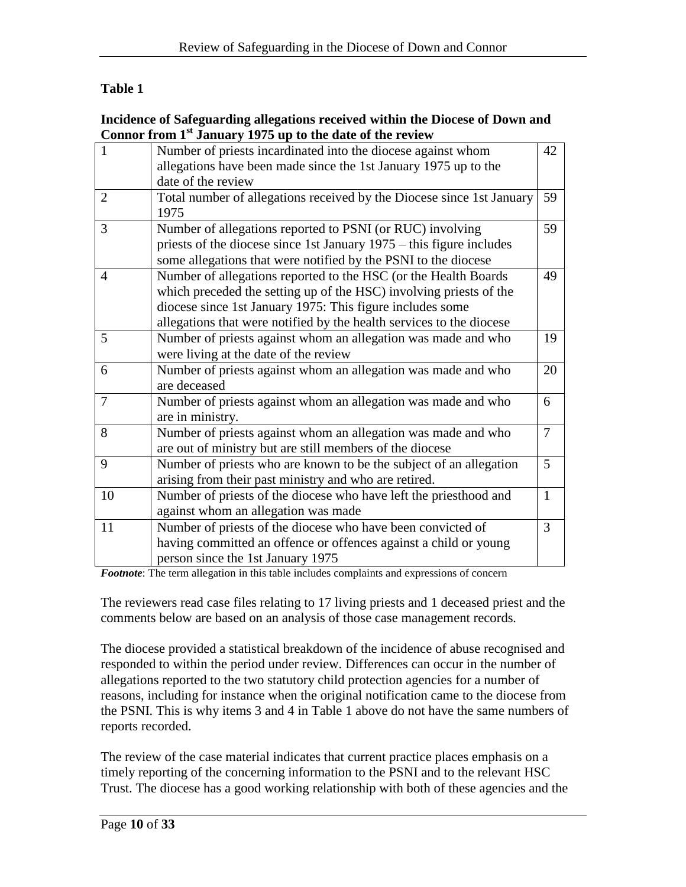**Table 1**

**Incidence of Safeguarding allegations received within the Diocese of Down and Connor from 1st January 1975 up to the date of the review**

| | | |
|---|---|---|
| 1 | Number of priests incardinated into the diocese against whom allegations have been made since the 1st January 1975 up to the date of the review | 42 |
| 2 | Total number of allegations received by the Diocese since 1st January 1975 | 59 |
| 3 | Number of allegations reported to PSNI (or RUC) involving priests of the diocese since 1st January 1975 – this figure includes some allegations that were notified by the PSNI to the diocese | 59 |
| 4 | Number of allegations reported to the HSC (or the Health Boards which preceded the setting up of the HSC) involving priests of the diocese since 1st January 1975: This figure includes some allegations that were notified by the health services to the diocese | 49 |
| 5 | Number of priests against whom an allegation was made and who were living at the date of the review | 19 |
| 6 | Number of priests against whom an allegation was made and who are deceased | 20 |
| 7 | Number of priests against whom an allegation was made and who are in ministry. | 6 |
| 8 | Number of priests against whom an allegation was made and who are out of ministry but are still members of the diocese | 7 |
| 9 | Number of priests who are known to be the subject of an allegation arising from their past ministry and who are retired. | 5 |
| 10 | Number of priests of the diocese who have left the priesthood and against whom an allegation was made | 1 |
| 11 | Number of priests of the diocese who have been convicted of having committed an offence or offences against a child or young person since the 1st January 1975 | 3 |

***Footnote***: The term allegation in this table includes complaints and expressions of concern

The reviewers read case files relating to 17 living priests and 1 deceased priest and the comments below are based on an analysis of those case management records.

The diocese provided a statistical breakdown of the incidence of abuse recognised and responded to within the period under review. Differences can occur in the number of allegations reported to the two statutory child protection agencies for a number of reasons, including for instance when the original notification came to the diocese from the PSNI. This is why items 3 and 4 in Table 1 above do not have the same numbers of reports recorded.

The review of the case material indicates that current practice places emphasis on a timely reporting of the concerning information to the PSNI and to the relevant HSC Trust. The diocese has a good working relationship with both of these agencies and the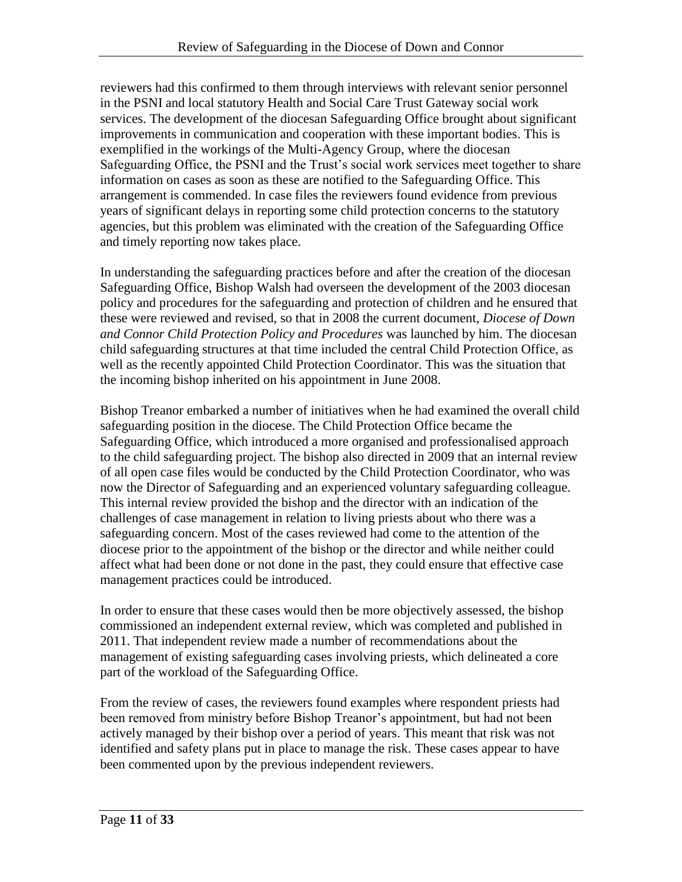reviewers had this confirmed to them through interviews with relevant senior personnel in the PSNI and local statutory Health and Social Care Trust Gateway social work services. The development of the diocesan Safeguarding Office brought about significant improvements in communication and cooperation with these important bodies. This is exemplified in the workings of the Multi-Agency Group, where the diocesan Safeguarding Office, the PSNI and the Trust's social work services meet together to share information on cases as soon as these are notified to the Safeguarding Office. This arrangement is commended. In case files the reviewers found evidence from previous years of significant delays in reporting some child protection concerns to the statutory agencies, but this problem was eliminated with the creation of the Safeguarding Office and timely reporting now takes place.

In understanding the safeguarding practices before and after the creation of the diocesan Safeguarding Office, Bishop Walsh had overseen the development of the 2003 diocesan policy and procedures for the safeguarding and protection of children and he ensured that these were reviewed and revised, so that in 2008 the current document, *Diocese of Down and Connor Child Protection Policy and Procedures* was launched by him. The diocesan child safeguarding structures at that time included the central Child Protection Office, as well as the recently appointed Child Protection Coordinator. This was the situation that the incoming bishop inherited on his appointment in June 2008.

Bishop Treanor embarked a number of initiatives when he had examined the overall child safeguarding position in the diocese. The Child Protection Office became the Safeguarding Office, which introduced a more organised and professionalised approach to the child safeguarding project. The bishop also directed in 2009 that an internal review of all open case files would be conducted by the Child Protection Coordinator, who was now the Director of Safeguarding and an experienced voluntary safeguarding colleague. This internal review provided the bishop and the director with an indication of the challenges of case management in relation to living priests about who there was a safeguarding concern. Most of the cases reviewed had come to the attention of the diocese prior to the appointment of the bishop or the director and while neither could affect what had been done or not done in the past, they could ensure that effective case management practices could be introduced.

In order to ensure that these cases would then be more objectively assessed, the bishop commissioned an independent external review, which was completed and published in 2011. That independent review made a number of recommendations about the management of existing safeguarding cases involving priests, which delineated a core part of the workload of the Safeguarding Office.

From the review of cases, the reviewers found examples where respondent priests had been removed from ministry before Bishop Treanor's appointment, but had not been actively managed by their bishop over a period of years. This meant that risk was not identified and safety plans put in place to manage the risk. These cases appear to have been commented upon by the previous independent reviewers.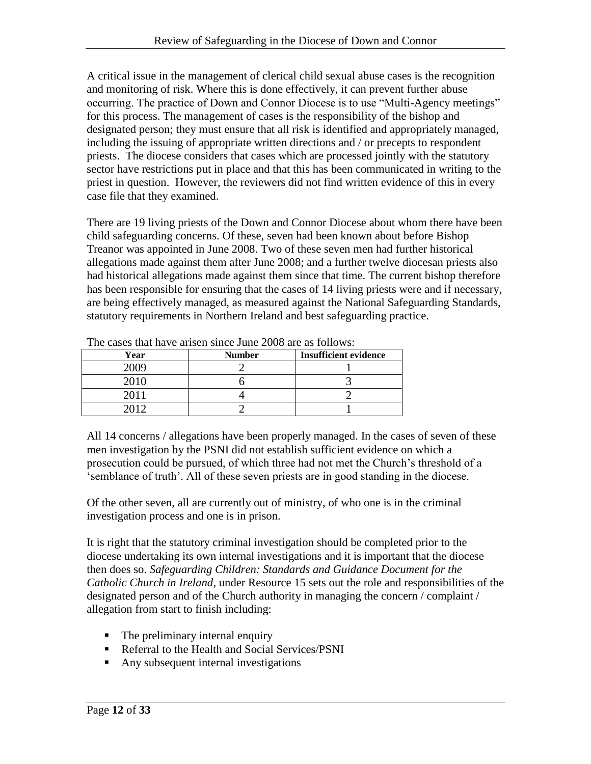A critical issue in the management of clerical child sexual abuse cases is the recognition and monitoring of risk. Where this is done effectively, it can prevent further abuse occurring. The practice of Down and Connor Diocese is to use "Multi-Agency meetings" for this process. The management of cases is the responsibility of the bishop and designated person; they must ensure that all risk is identified and appropriately managed, including the issuing of appropriate written directions and / or precepts to respondent priests. The diocese considers that cases which are processed jointly with the statutory sector have restrictions put in place and that this has been communicated in writing to the priest in question. However, the reviewers did not find written evidence of this in every case file that they examined.

There are 19 living priests of the Down and Connor Diocese about whom there have been child safeguarding concerns. Of these, seven had been known about before Bishop Treanor was appointed in June 2008. Two of these seven men had further historical allegations made against them after June 2008; and a further twelve diocesan priests also had historical allegations made against them since that time. The current bishop therefore has been responsible for ensuring that the cases of 14 living priests were and if necessary, are being effectively managed, as measured against the National Safeguarding Standards, statutory requirements in Northern Ireland and best safeguarding practice.

The cases that have arisen since June 2008 are as follows:

| Year | Number | Insufficient evidence |
|---|---|---|
| 2009 | 2 | 1 |
| 2010 | 6 | 3 |
| 2011 | 4 | 2 |
| 2012 | 2 | 1 |

All 14 concerns / allegations have been properly managed. In the cases of seven of these men investigation by the PSNI did not establish sufficient evidence on which a prosecution could be pursued, of which three had not met the Church's threshold of a 'semblance of truth'. All of these seven priests are in good standing in the diocese.

Of the other seven, all are currently out of ministry, of who one is in the criminal investigation process and one is in prison.

It is right that the statutory criminal investigation should be completed prior to the diocese undertaking its own internal investigations and it is important that the diocese then does so. *Safeguarding Children: Standards and Guidance Document for the Catholic Church in Ireland*, under Resource 15 sets out the role and responsibilities of the designated person and of the Church authority in managing the concern / complaint / allegation from start to finish including:

- The preliminary internal enquiry
- Referral to the Health and Social Services/PSNI
- Any subsequent internal investigations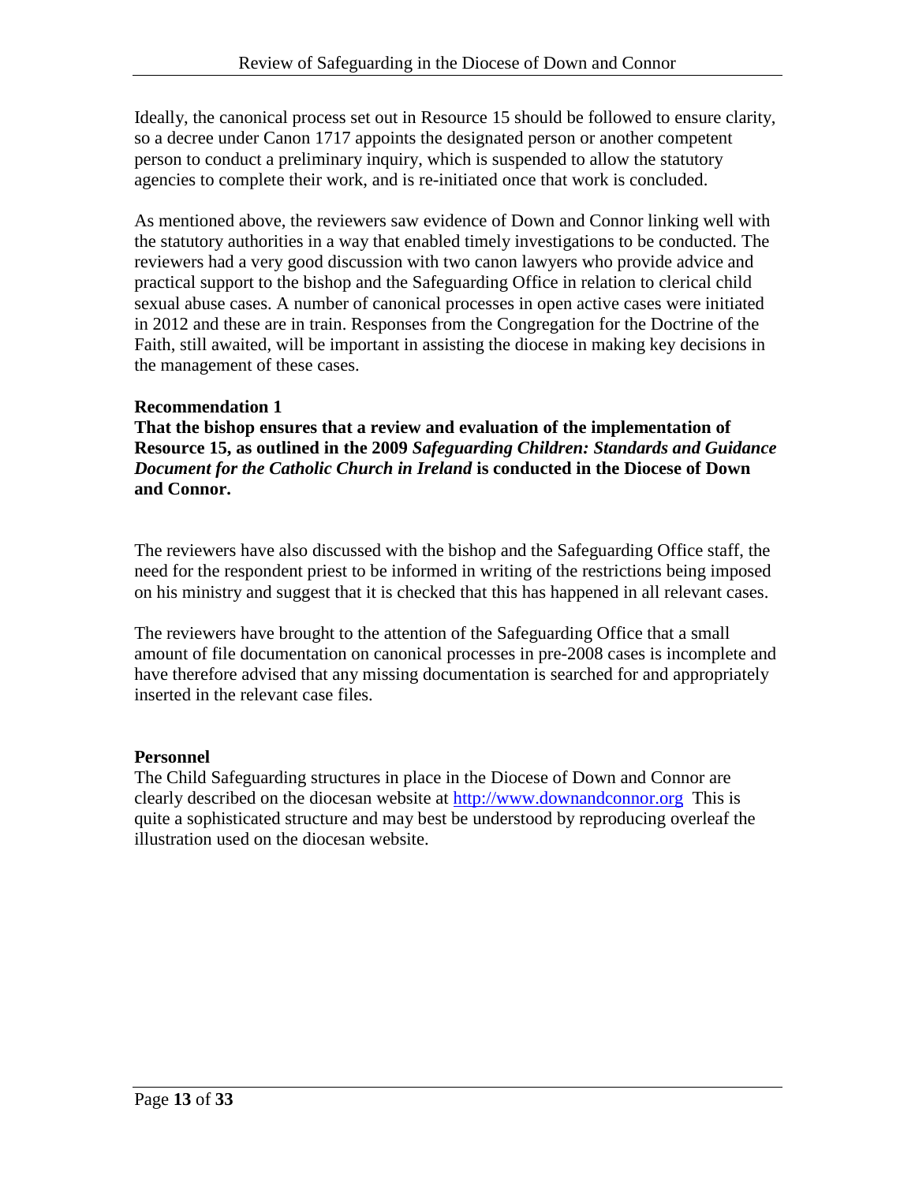Ideally, the canonical process set out in Resource 15 should be followed to ensure clarity, so a decree under Canon 1717 appoints the designated person or another competent person to conduct a preliminary inquiry, which is suspended to allow the statutory agencies to complete their work, and is re-initiated once that work is concluded.

As mentioned above, the reviewers saw evidence of Down and Connor linking well with the statutory authorities in a way that enabled timely investigations to be conducted. The reviewers had a very good discussion with two canon lawyers who provide advice and practical support to the bishop and the Safeguarding Office in relation to clerical child sexual abuse cases. A number of canonical processes in open active cases were initiated in 2012 and these are in train. Responses from the Congregation for the Doctrine of the Faith, still awaited, will be important in assisting the diocese in making key decisions in the management of these cases.

**Recommendation 1**

**That the bishop ensures that a review and evaluation of the implementation of Resource 15, as outlined in the 2009 *Safeguarding Children: Standards and Guidance Document for the Catholic Church in Ireland* is conducted in the Diocese of Down and Connor.**

The reviewers have also discussed with the bishop and the Safeguarding Office staff, the need for the respondent priest to be informed in writing of the restrictions being imposed on his ministry and suggest that it is checked that this has happened in all relevant cases.

The reviewers have brought to the attention of the Safeguarding Office that a small amount of file documentation on canonical processes in pre-2008 cases is incomplete and have therefore advised that any missing documentation is searched for and appropriately inserted in the relevant case files.

**Personnel**

The Child Safeguarding structures in place in the Diocese of Down and Connor are clearly described on the diocesan website at http://www.downandconnor.org This is quite a sophisticated structure and may best be understood by reproducing overleaf the illustration used on the diocesan website.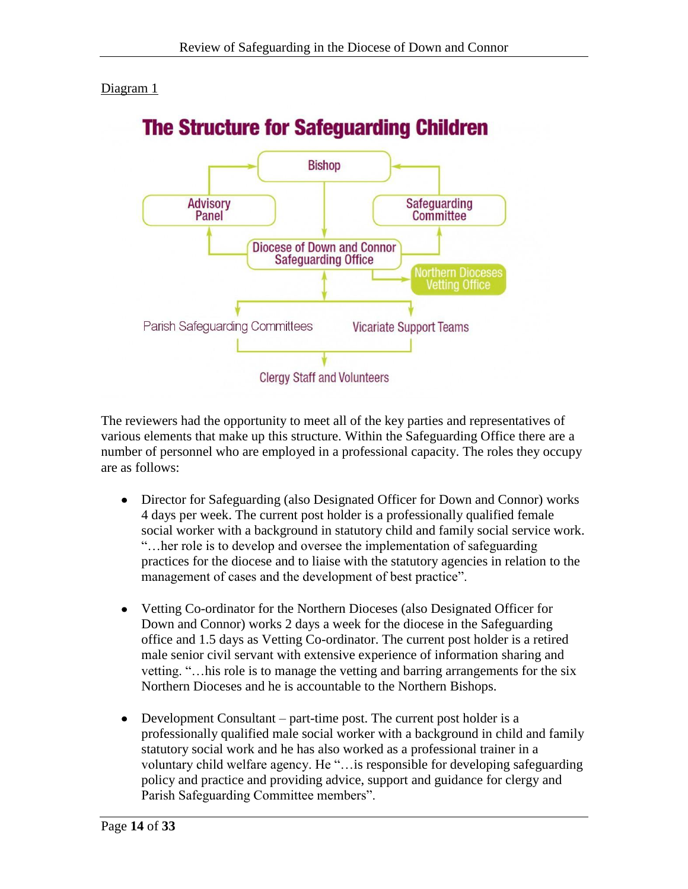Diagram 1

**The Structure for Safeguarding Children**

Bishop

Advisory Panel

Safeguarding Committee

Diocese of Down and Connor Safeguarding Office

Northern Dioceses Vetting Office

Parish Safeguarding Committees

Vicariate Support Teams

Clergy Staff and Volunteers

The reviewers had the opportunity to meet all of the key parties and representatives of various elements that make up this structure. Within the Safeguarding Office there are a number of personnel who are employed in a professional capacity. The roles they occupy are as follows:

- Director for Safeguarding (also Designated Officer for Down and Connor) works 4 days per week. The current post holder is a professionally qualified female social worker with a background in statutory child and family social service work. "…her role is to develop and oversee the implementation of safeguarding practices for the diocese and to liaise with the statutory agencies in relation to the management of cases and the development of best practice".

- Vetting Co-ordinator for the Northern Dioceses (also Designated Officer for Down and Connor) works 2 days a week for the diocese in the Safeguarding office and 1.5 days as Vetting Co-ordinator. The current post holder is a retired male senior civil servant with extensive experience of information sharing and vetting. "…his role is to manage the vetting and barring arrangements for the six Northern Dioceses and he is accountable to the Northern Bishops.

- Development Consultant – part-time post. The current post holder is a professionally qualified male social worker with a background in child and family statutory social work and he has also worked as a professional trainer in a voluntary child welfare agency. He "…is responsible for developing safeguarding policy and practice and providing advice, support and guidance for clergy and Parish Safeguarding Committee members".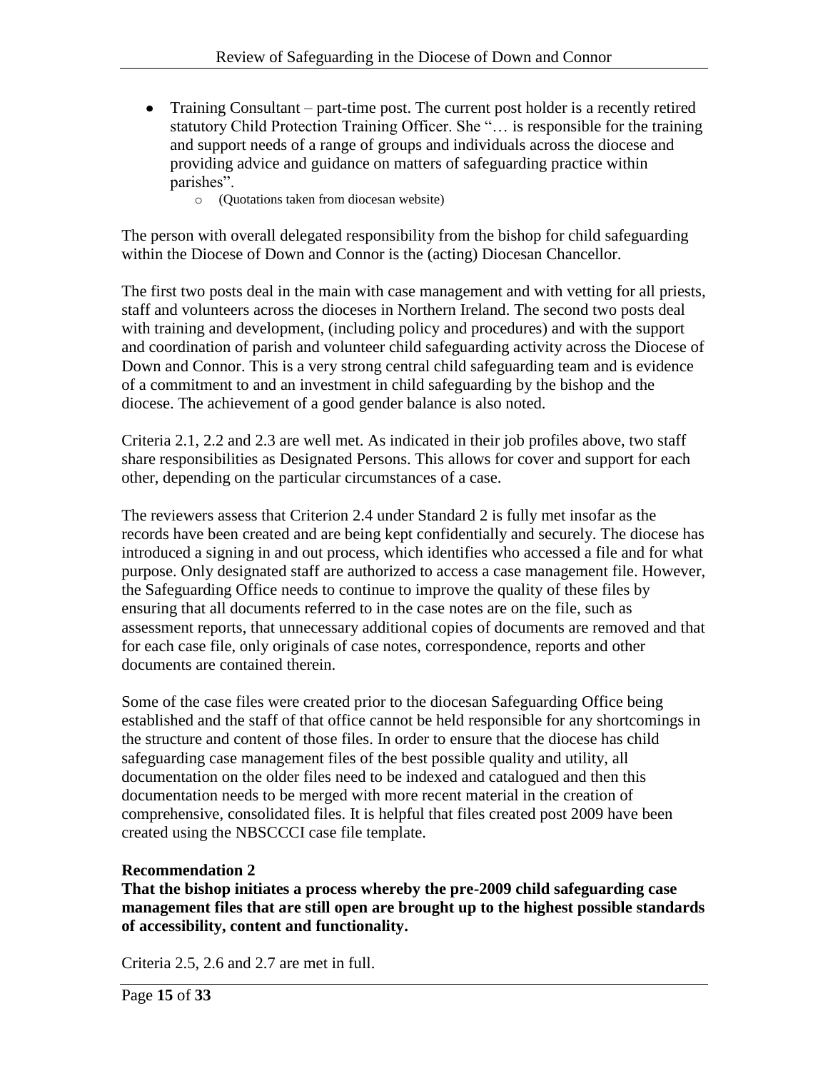- Training Consultant – part-time post. The current post holder is a recently retired statutory Child Protection Training Officer. She "… is responsible for the training and support needs of a range of groups and individuals across the diocese and providing advice and guidance on matters of safeguarding practice within parishes".
    - (Quotations taken from diocesan website)

The person with overall delegated responsibility from the bishop for child safeguarding within the Diocese of Down and Connor is the (acting) Diocesan Chancellor.

The first two posts deal in the main with case management and with vetting for all priests, staff and volunteers across the dioceses in Northern Ireland. The second two posts deal with training and development, (including policy and procedures) and with the support and coordination of parish and volunteer child safeguarding activity across the Diocese of Down and Connor. This is a very strong central child safeguarding team and is evidence of a commitment to and an investment in child safeguarding by the bishop and the diocese. The achievement of a good gender balance is also noted.

Criteria 2.1, 2.2 and 2.3 are well met. As indicated in their job profiles above, two staff share responsibilities as Designated Persons. This allows for cover and support for each other, depending on the particular circumstances of a case.

The reviewers assess that Criterion 2.4 under Standard 2 is fully met insofar as the records have been created and are being kept confidentially and securely. The diocese has introduced a signing in and out process, which identifies who accessed a file and for what purpose. Only designated staff are authorized to access a case management file. However, the Safeguarding Office needs to continue to improve the quality of these files by ensuring that all documents referred to in the case notes are on the file, such as assessment reports, that unnecessary additional copies of documents are removed and that for each case file, only originals of case notes, correspondence, reports and other documents are contained therein.

Some of the case files were created prior to the diocesan Safeguarding Office being established and the staff of that office cannot be held responsible for any shortcomings in the structure and content of those files. In order to ensure that the diocese has child safeguarding case management files of the best possible quality and utility, all documentation on the older files need to be indexed and catalogued and then this documentation needs to be merged with more recent material in the creation of comprehensive, consolidated files. It is helpful that files created post 2009 have been created using the NBSCCCI case file template.

**Recommendation 2**
**That the bishop initiates a process whereby the pre-2009 child safeguarding case management files that are still open are brought up to the highest possible standards of accessibility, content and functionality.**

Criteria 2.5, 2.6 and 2.7 are met in full.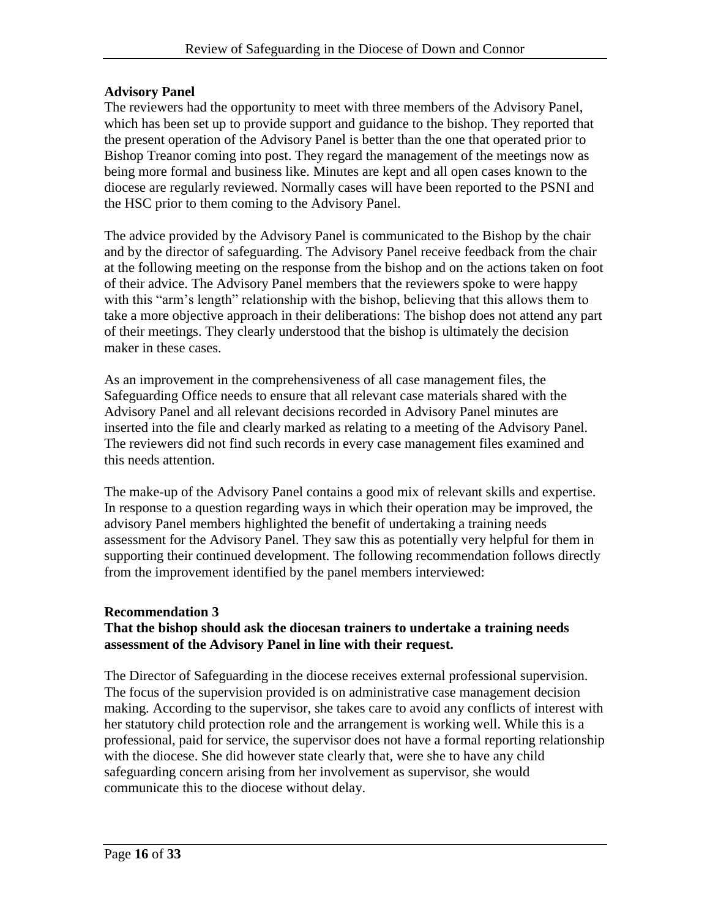**Advisory Panel**

The reviewers had the opportunity to meet with three members of the Advisory Panel, which has been set up to provide support and guidance to the bishop. They reported that the present operation of the Advisory Panel is better than the one that operated prior to Bishop Treanor coming into post. They regard the management of the meetings now as being more formal and business like. Minutes are kept and all open cases known to the diocese are regularly reviewed. Normally cases will have been reported to the PSNI and the HSC prior to them coming to the Advisory Panel.

The advice provided by the Advisory Panel is communicated to the Bishop by the chair and by the director of safeguarding. The Advisory Panel receive feedback from the chair at the following meeting on the response from the bishop and on the actions taken on foot of their advice. The Advisory Panel members that the reviewers spoke to were happy with this "arm's length" relationship with the bishop, believing that this allows them to take a more objective approach in their deliberations: The bishop does not attend any part of their meetings. They clearly understood that the bishop is ultimately the decision maker in these cases.

As an improvement in the comprehensiveness of all case management files, the Safeguarding Office needs to ensure that all relevant case materials shared with the Advisory Panel and all relevant decisions recorded in Advisory Panel minutes are inserted into the file and clearly marked as relating to a meeting of the Advisory Panel. The reviewers did not find such records in every case management files examined and this needs attention.

The make-up of the Advisory Panel contains a good mix of relevant skills and expertise. In response to a question regarding ways in which their operation may be improved, the advisory Panel members highlighted the benefit of undertaking a training needs assessment for the Advisory Panel. They saw this as potentially very helpful for them in supporting their continued development. The following recommendation follows directly from the improvement identified by the panel members interviewed:

**Recommendation 3**

**That the bishop should ask the diocesan trainers to undertake a training needs assessment of the Advisory Panel in line with their request.**

The Director of Safeguarding in the diocese receives external professional supervision. The focus of the supervision provided is on administrative case management decision making. According to the supervisor, she takes care to avoid any conflicts of interest with her statutory child protection role and the arrangement is working well. While this is a professional, paid for service, the supervisor does not have a formal reporting relationship with the diocese. She did however state clearly that, were she to have any child safeguarding concern arising from her involvement as supervisor, she would communicate this to the diocese without delay.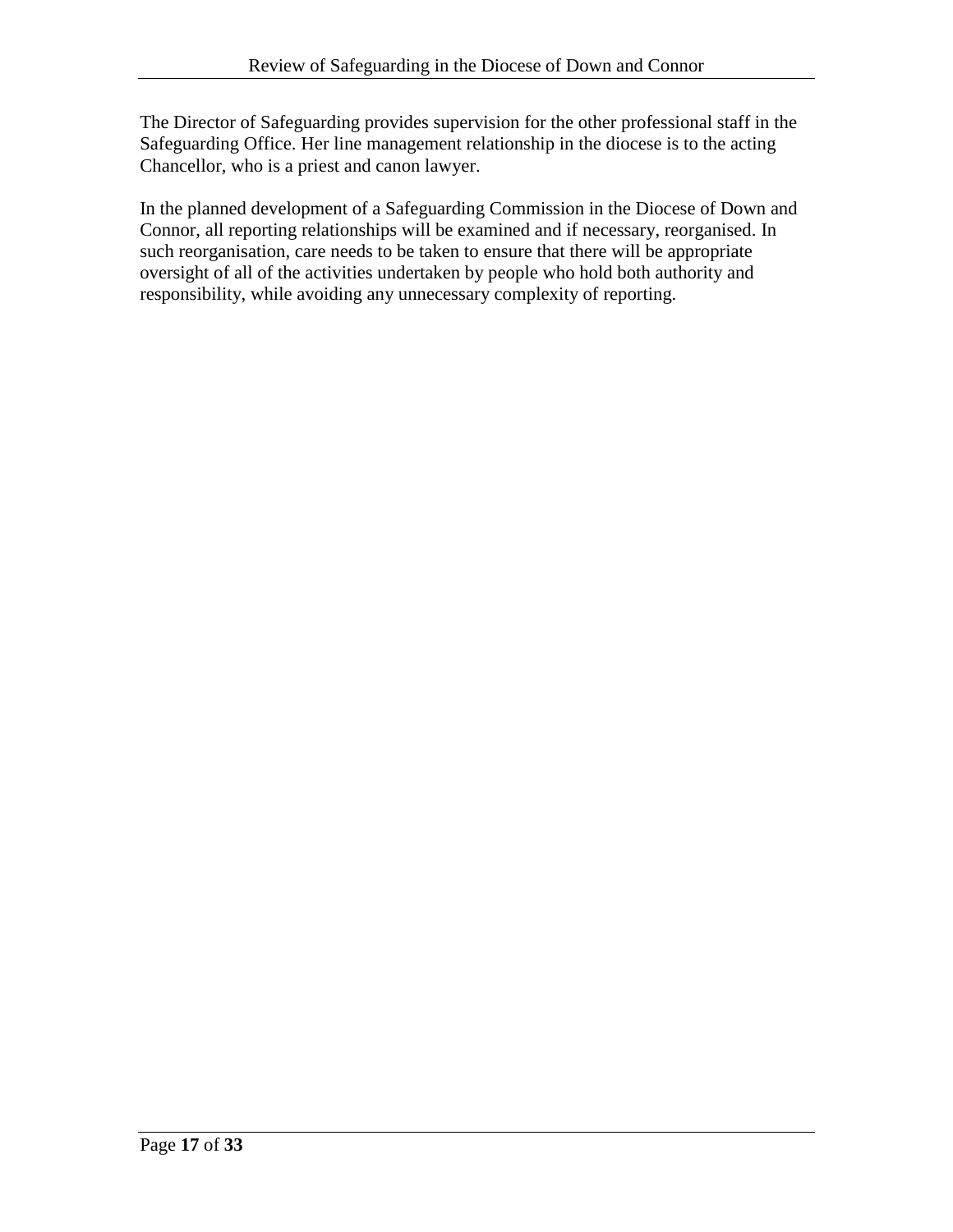The Director of Safeguarding provides supervision for the other professional staff in the Safeguarding Office. Her line management relationship in the diocese is to the acting Chancellor, who is a priest and canon lawyer.

In the planned development of a Safeguarding Commission in the Diocese of Down and Connor, all reporting relationships will be examined and if necessary, reorganised. In such reorganisation, care needs to be taken to ensure that there will be appropriate oversight of all of the activities undertaken by people who hold both authority and responsibility, while avoiding any unnecessary complexity of reporting.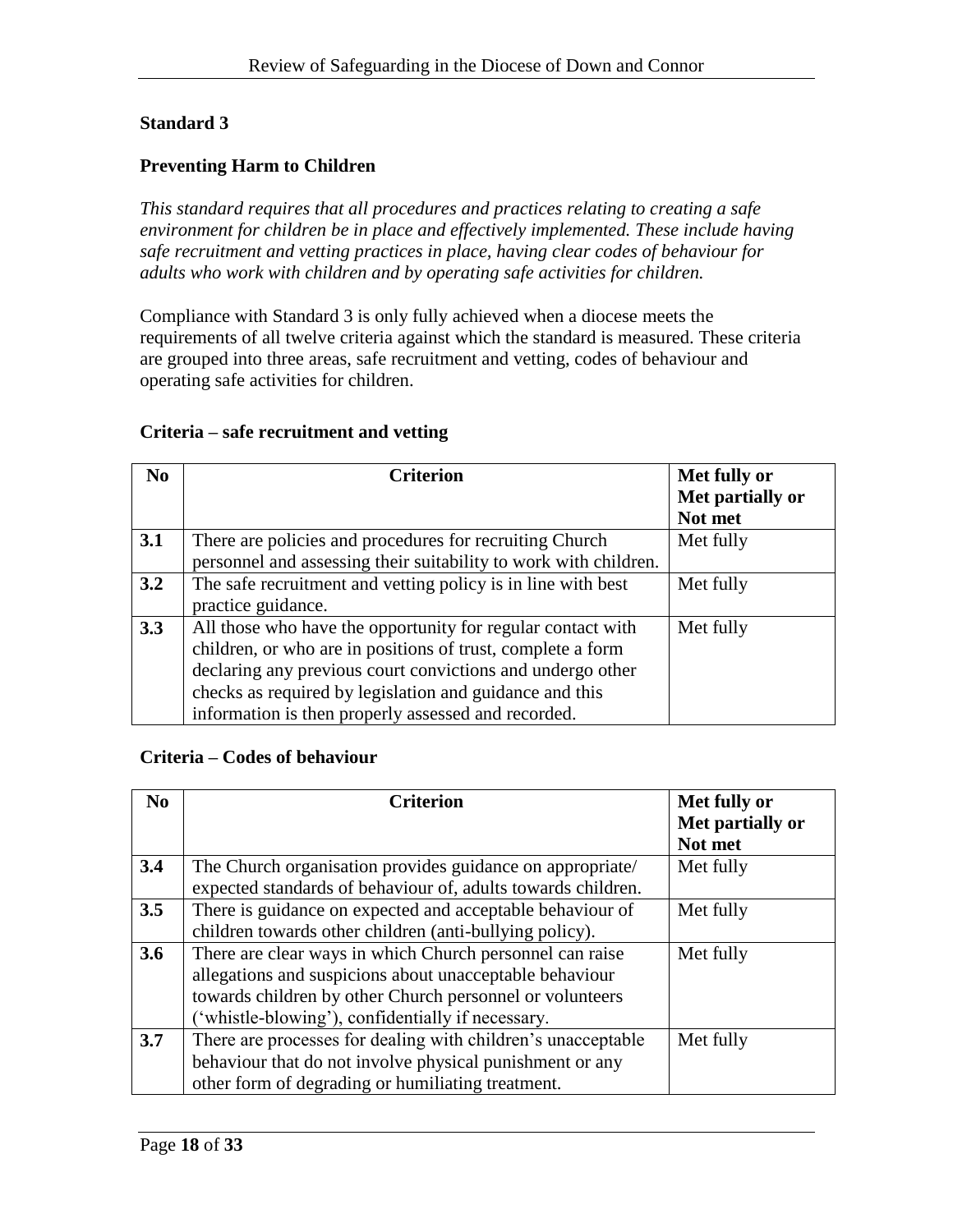## Standard 3

### Preventing Harm to Children

*This standard requires that all procedures and practices relating to creating a safe environment for children be in place and effectively implemented. These include having safe recruitment and vetting practices in place, having clear codes of behaviour for adults who work with children and by operating safe activities for children.*

Compliance with Standard 3 is only fully achieved when a diocese meets the requirements of all twelve criteria against which the standard is measured. These criteria are grouped into three areas, safe recruitment and vetting, codes of behaviour and operating safe activities for children.

#### Criteria – safe recruitment and vetting

| No | Criterion | Met fully or Met partially or Not met |
|---|---|---|
| **3.1** | There are policies and procedures for recruiting Church personnel and assessing their suitability to work with children. | Met fully |
| **3.2** | The safe recruitment and vetting policy is in line with best practice guidance. | Met fully |
| **3.3** | All those who have the opportunity for regular contact with children, or who are in positions of trust, complete a form declaring any previous court convictions and undergo other checks as required by legislation and guidance and this information is then properly assessed and recorded. | Met fully |

#### Criteria – Codes of behaviour

| No | Criterion | Met fully or Met partially or Not met |
|---|---|---|
| **3.4** | The Church organisation provides guidance on appropriate/ expected standards of behaviour of, adults towards children. | Met fully |
| **3.5** | There is guidance on expected and acceptable behaviour of children towards other children (anti-bullying policy). | Met fully |
| **3.6** | There are clear ways in which Church personnel can raise allegations and suspicions about unacceptable behaviour towards children by other Church personnel or volunteers ('whistle-blowing'), confidentially if necessary. | Met fully |
| **3.7** | There are processes for dealing with children's unacceptable behaviour that do not involve physical punishment or any other form of degrading or humiliating treatment. | Met fully |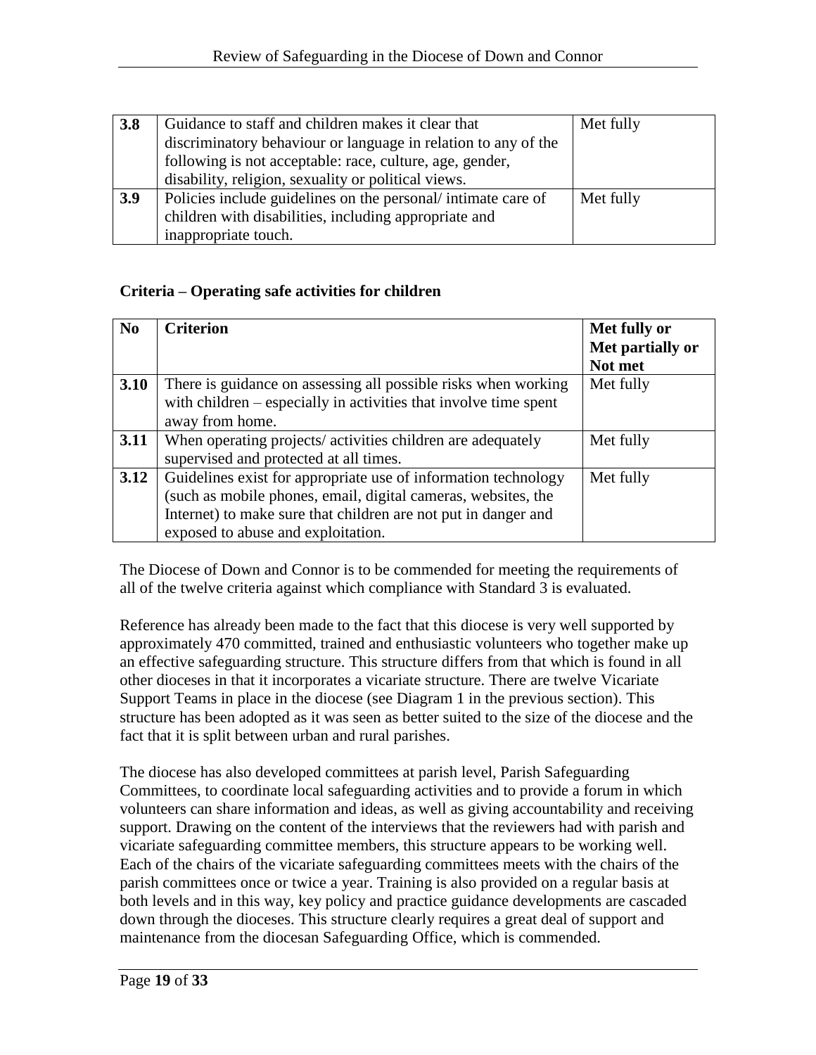| | | |
|---|---|---|
| **3.8** | Guidance to staff and children makes it clear that discriminatory behaviour or language in relation to any of the following is not acceptable: race, culture, age, gender, disability, religion, sexuality or political views. | Met fully |
| **3.9** | Policies include guidelines on the personal/ intimate care of children with disabilities, including appropriate and inappropriate touch. | Met fully |

**Criteria – Operating safe activities for children**

| No | Criterion | Met fully or Met partially or Not met |
|---|---|---|
| **3.10** | There is guidance on assessing all possible risks when working with children – especially in activities that involve time spent away from home. | Met fully |
| **3.11** | When operating projects/ activities children are adequately supervised and protected at all times. | Met fully |
| **3.12** | Guidelines exist for appropriate use of information technology (such as mobile phones, email, digital cameras, websites, the Internet) to make sure that children are not put in danger and exposed to abuse and exploitation. | Met fully |

The Diocese of Down and Connor is to be commended for meeting the requirements of all of the twelve criteria against which compliance with Standard 3 is evaluated.

Reference has already been made to the fact that this diocese is very well supported by approximately 470 committed, trained and enthusiastic volunteers who together make up an effective safeguarding structure. This structure differs from that which is found in all other dioceses in that it incorporates a vicariate structure. There are twelve Vicariate Support Teams in place in the diocese (see Diagram 1 in the previous section). This structure has been adopted as it was seen as better suited to the size of the diocese and the fact that it is split between urban and rural parishes.

The diocese has also developed committees at parish level, Parish Safeguarding Committees, to coordinate local safeguarding activities and to provide a forum in which volunteers can share information and ideas, as well as giving accountability and receiving support. Drawing on the content of the interviews that the reviewers had with parish and vicariate safeguarding committee members, this structure appears to be working well. Each of the chairs of the vicariate safeguarding committees meets with the chairs of the parish committees once or twice a year. Training is also provided on a regular basis at both levels and in this way, key policy and practice guidance developments are cascaded down through the dioceses. This structure clearly requires a great deal of support and maintenance from the diocesan Safeguarding Office, which is commended.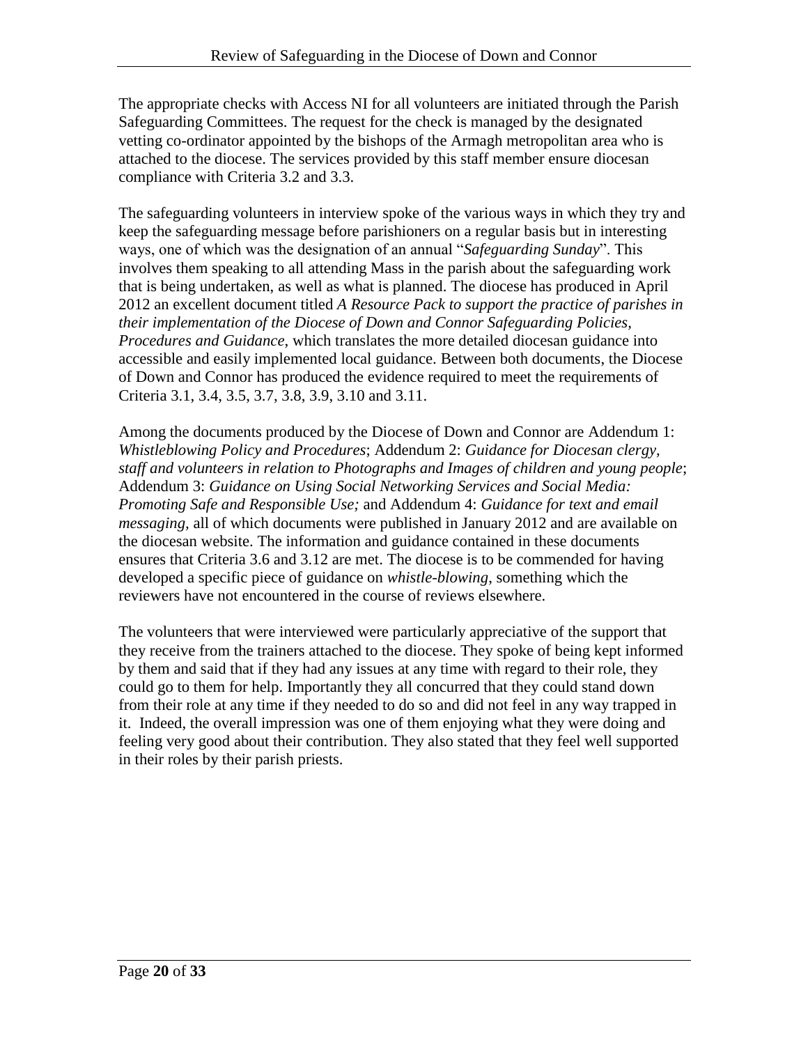The appropriate checks with Access NI for all volunteers are initiated through the Parish Safeguarding Committees. The request for the check is managed by the designated vetting co-ordinator appointed by the bishops of the Armagh metropolitan area who is attached to the diocese. The services provided by this staff member ensure diocesan compliance with Criteria 3.2 and 3.3.

The safeguarding volunteers in interview spoke of the various ways in which they try and keep the safeguarding message before parishioners on a regular basis but in interesting ways, one of which was the designation of an annual "*Safeguarding Sunday*". This involves them speaking to all attending Mass in the parish about the safeguarding work that is being undertaken, as well as what is planned. The diocese has produced in April 2012 an excellent document titled *A Resource Pack to support the practice of parishes in their implementation of the Diocese of Down and Connor Safeguarding Policies, Procedures and Guidance*, which translates the more detailed diocesan guidance into accessible and easily implemented local guidance. Between both documents, the Diocese of Down and Connor has produced the evidence required to meet the requirements of Criteria 3.1, 3.4, 3.5, 3.7, 3.8, 3.9, 3.10 and 3.11.

Among the documents produced by the Diocese of Down and Connor are Addendum 1: *Whistleblowing Policy and Procedures*; Addendum 2: *Guidance for Diocesan clergy, staff and volunteers in relation to Photographs and Images of children and young people*; Addendum 3: *Guidance on Using Social Networking Services and Social Media: Promoting Safe and Responsible Use;* and Addendum 4: *Guidance for text and email messaging,* all of which documents were published in January 2012 and are available on the diocesan website. The information and guidance contained in these documents ensures that Criteria 3.6 and 3.12 are met. The diocese is to be commended for having developed a specific piece of guidance on *whistle-blowing*, something which the reviewers have not encountered in the course of reviews elsewhere.

The volunteers that were interviewed were particularly appreciative of the support that they receive from the trainers attached to the diocese. They spoke of being kept informed by them and said that if they had any issues at any time with regard to their role, they could go to them for help. Importantly they all concurred that they could stand down from their role at any time if they needed to do so and did not feel in any way trapped in it. Indeed, the overall impression was one of them enjoying what they were doing and feeling very good about their contribution. They also stated that they feel well supported in their roles by their parish priests.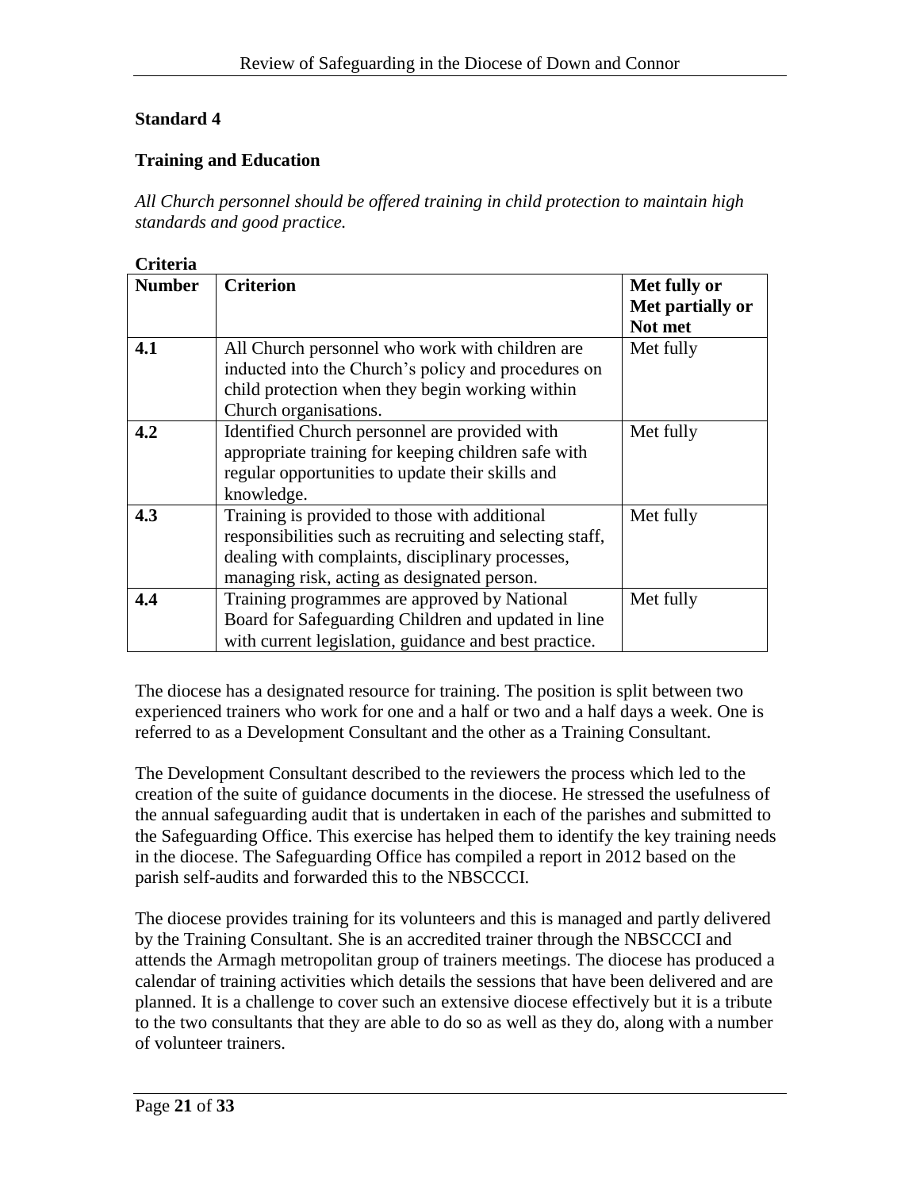**Standard 4**

**Training and Education**

*All Church personnel should be offered training in child protection to maintain high standards and good practice.*

**Criteria**

| **Number** | **Criterion** | **Met fully or Met partially or Not met** |
|---|---|---|
| **4.1** | All Church personnel who work with children are inducted into the Church's policy and procedures on child protection when they begin working within Church organisations. | Met fully |
| **4.2** | Identified Church personnel are provided with appropriate training for keeping children safe with regular opportunities to update their skills and knowledge. | Met fully |
| **4.3** | Training is provided to those with additional responsibilities such as recruiting and selecting staff, dealing with complaints, disciplinary processes, managing risk, acting as designated person. | Met fully |
| **4.4** | Training programmes are approved by National Board for Safeguarding Children and updated in line with current legislation, guidance and best practice. | Met fully |

The diocese has a designated resource for training. The position is split between two experienced trainers who work for one and a half or two and a half days a week. One is referred to as a Development Consultant and the other as a Training Consultant.

The Development Consultant described to the reviewers the process which led to the creation of the suite of guidance documents in the diocese. He stressed the usefulness of the annual safeguarding audit that is undertaken in each of the parishes and submitted to the Safeguarding Office. This exercise has helped them to identify the key training needs in the diocese. The Safeguarding Office has compiled a report in 2012 based on the parish self-audits and forwarded this to the NBSCCCI.

The diocese provides training for its volunteers and this is managed and partly delivered by the Training Consultant. She is an accredited trainer through the NBSCCCI and attends the Armagh metropolitan group of trainers meetings. The diocese has produced a calendar of training activities which details the sessions that have been delivered and are planned. It is a challenge to cover such an extensive diocese effectively but it is a tribute to the two consultants that they are able to do so as well as they do, along with a number of volunteer trainers.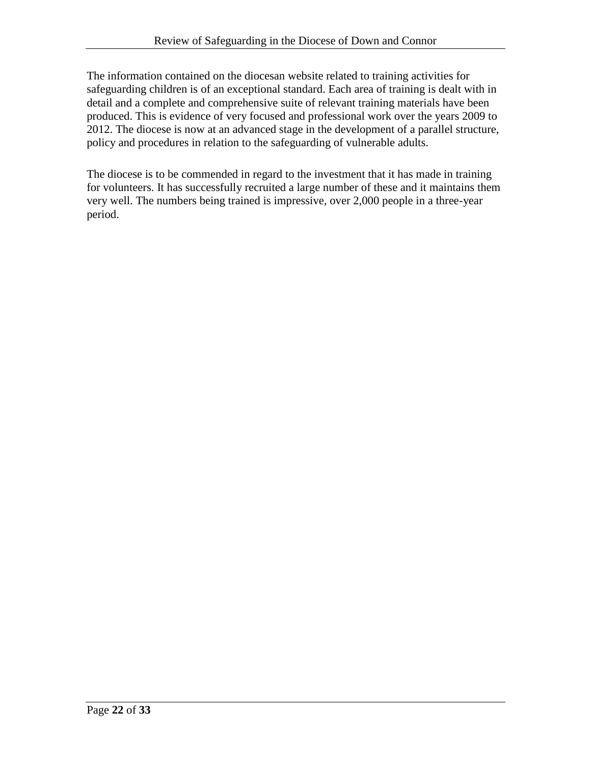The information contained on the diocesan website related to training activities for safeguarding children is of an exceptional standard. Each area of training is dealt with in detail and a complete and comprehensive suite of relevant training materials have been produced. This is evidence of very focused and professional work over the years 2009 to 2012. The diocese is now at an advanced stage in the development of a parallel structure, policy and procedures in relation to the safeguarding of vulnerable adults.

The diocese is to be commended in regard to the investment that it has made in training for volunteers. It has successfully recruited a large number of these and it maintains them very well. The numbers being trained is impressive, over 2,000 people in a three-year period.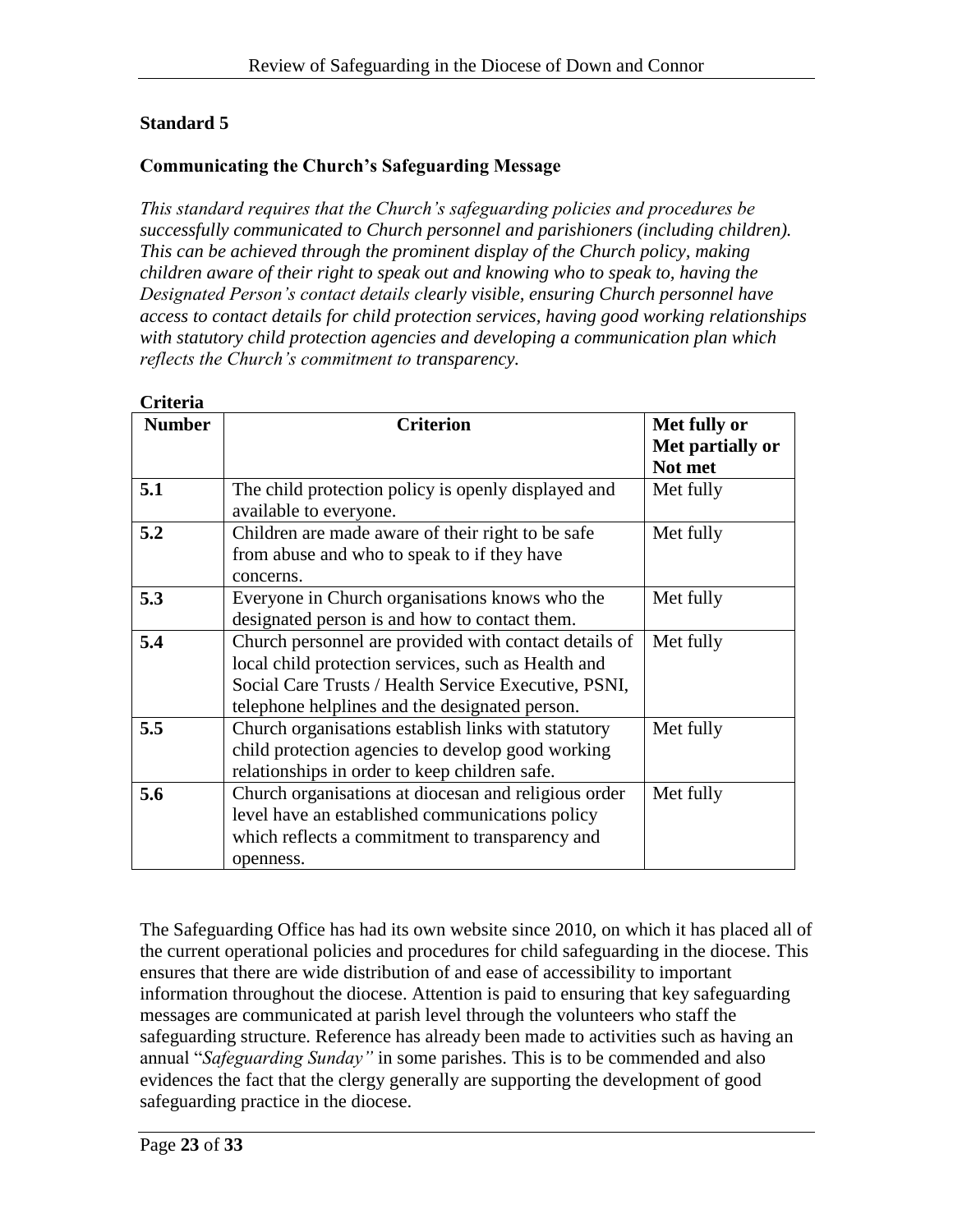## Standard 5

### Communicating the Church's Safeguarding Message

*This standard requires that the Church's safeguarding policies and procedures be successfully communicated to Church personnel and parishioners (including children). This can be achieved through the prominent display of the Church policy, making children aware of their right to speak out and knowing who to speak to, having the Designated Person's contact details clearly visible, ensuring Church personnel have access to contact details for child protection services, having good working relationships with statutory child protection agencies and developing a communication plan which reflects the Church's commitment to transparency.*

**Criteria**

| Number | Criterion | Met fully or Met partially or Not met |
|---|---|---|
| **5.1** | The child protection policy is openly displayed and available to everyone. | Met fully |
| **5.2** | Children are made aware of their right to be safe from abuse and who to speak to if they have concerns. | Met fully |
| **5.3** | Everyone in Church organisations knows who the designated person is and how to contact them. | Met fully |
| **5.4** | Church personnel are provided with contact details of local child protection services, such as Health and Social Care Trusts / Health Service Executive, PSNI, telephone helplines and the designated person. | Met fully |
| **5.5** | Church organisations establish links with statutory child protection agencies to develop good working relationships in order to keep children safe. | Met fully |
| **5.6** | Church organisations at diocesan and religious order level have an established communications policy which reflects a commitment to transparency and openness. | Met fully |

The Safeguarding Office has had its own website since 2010, on which it has placed all of the current operational policies and procedures for child safeguarding in the diocese. This ensures that there are wide distribution of and ease of accessibility to important information throughout the diocese. Attention is paid to ensuring that key safeguarding messages are communicated at parish level through the volunteers who staff the safeguarding structure. Reference has already been made to activities such as having an annual "*Safeguarding Sunday"* in some parishes. This is to be commended and also evidences the fact that the clergy generally are supporting the development of good safeguarding practice in the diocese.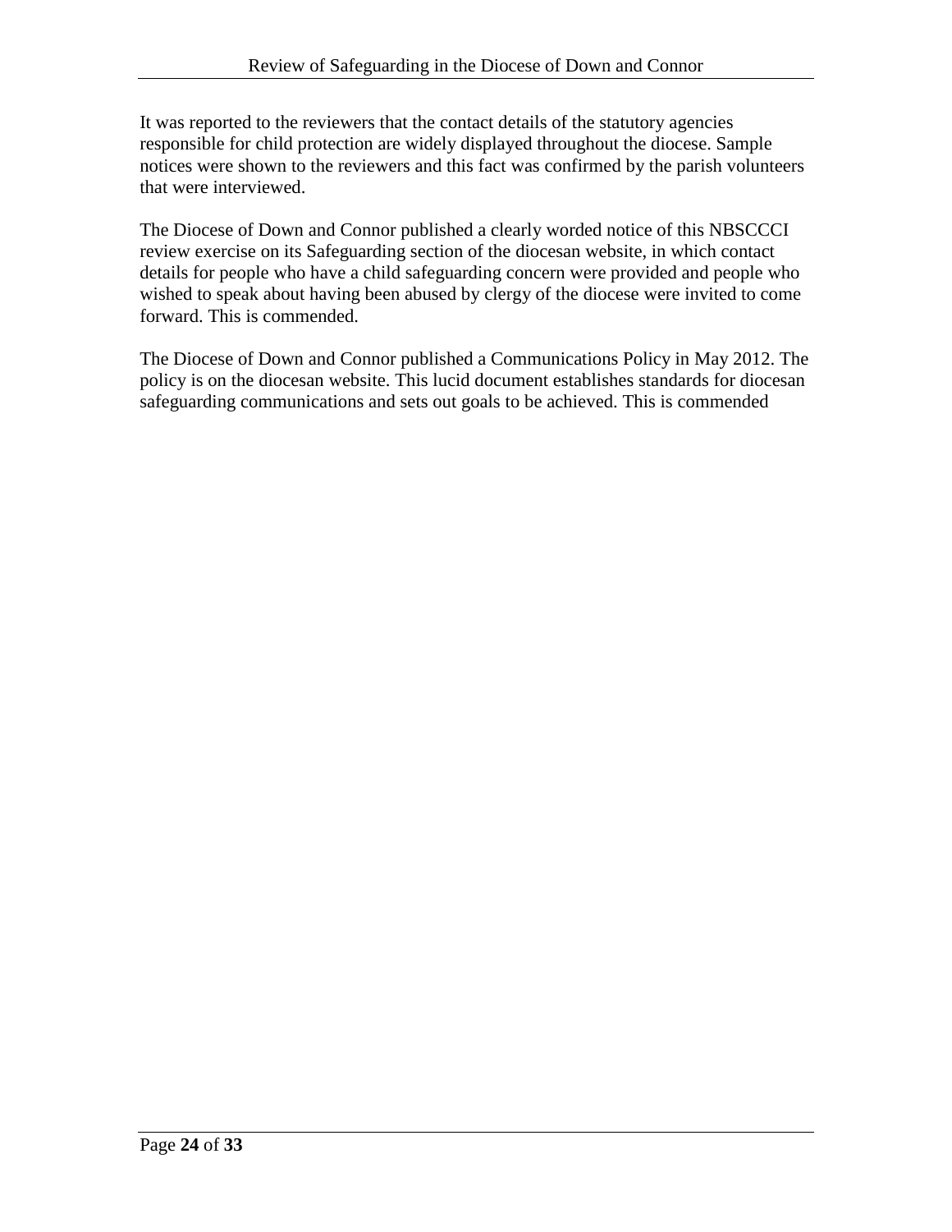It was reported to the reviewers that the contact details of the statutory agencies responsible for child protection are widely displayed throughout the diocese. Sample notices were shown to the reviewers and this fact was confirmed by the parish volunteers that were interviewed.

The Diocese of Down and Connor published a clearly worded notice of this NBSCCCI review exercise on its Safeguarding section of the diocesan website, in which contact details for people who have a child safeguarding concern were provided and people who wished to speak about having been abused by clergy of the diocese were invited to come forward. This is commended.

The Diocese of Down and Connor published a Communications Policy in May 2012. The policy is on the diocesan website. This lucid document establishes standards for diocesan safeguarding communications and sets out goals to be achieved. This is commended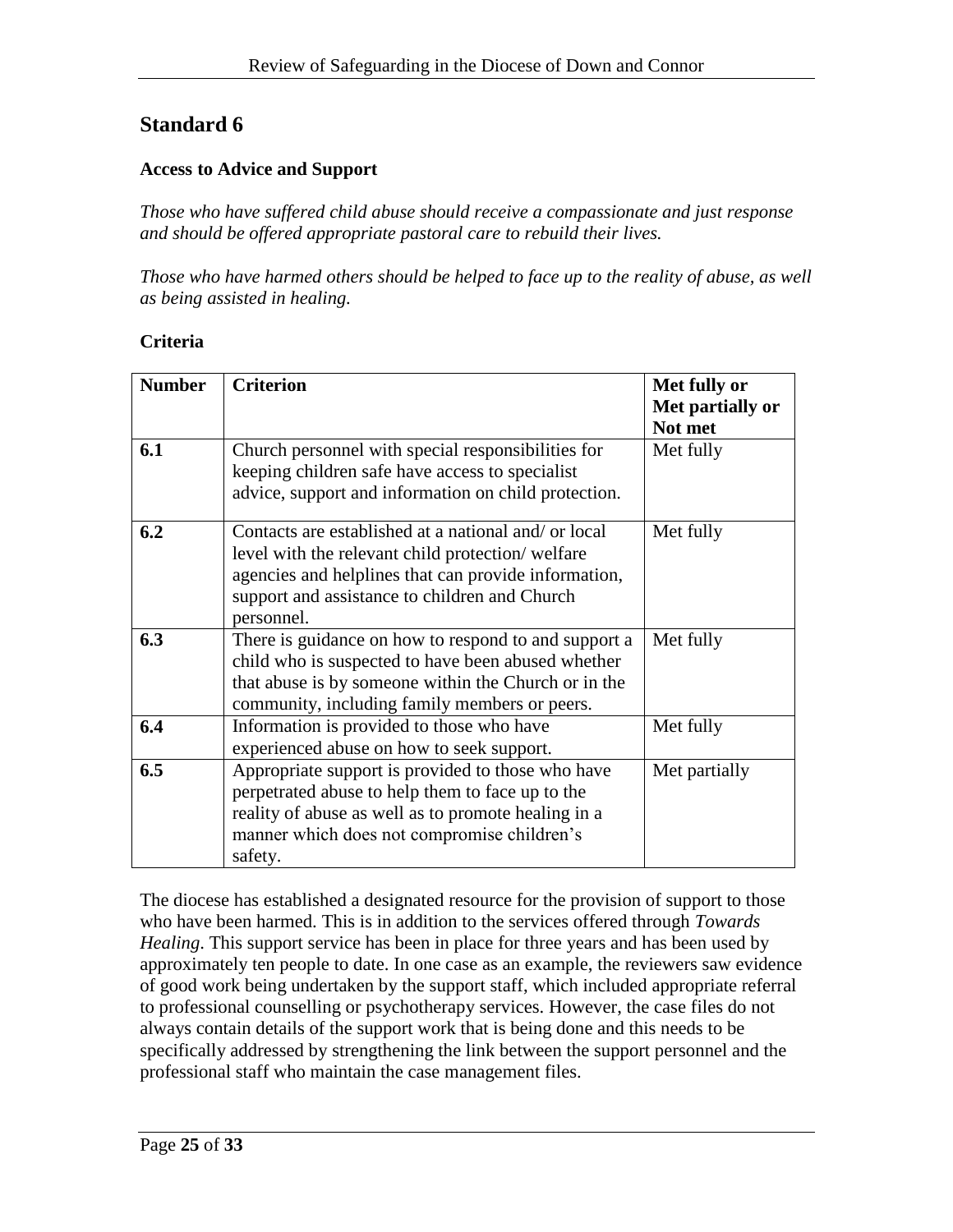## Standard 6

**Access to Advice and Support**

*Those who have suffered child abuse should receive a compassionate and just response and should be offered appropriate pastoral care to rebuild their lives.*

*Those who have harmed others should be helped to face up to the reality of abuse, as well as being assisted in healing.*

**Criteria**

| **Number** | **Criterion** | **Met fully or Met partially or Not met** |
|---|---|---|
| **6.1** | Church personnel with special responsibilities for keeping children safe have access to specialist advice, support and information on child protection. | Met fully |
| **6.2** | Contacts are established at a national and/ or local level with the relevant child protection/ welfare agencies and helplines that can provide information, support and assistance to children and Church personnel. | Met fully |
| **6.3** | There is guidance on how to respond to and support a child who is suspected to have been abused whether that abuse is by someone within the Church or in the community, including family members or peers. | Met fully |
| **6.4** | Information is provided to those who have experienced abuse on how to seek support. | Met fully |
| **6.5** | Appropriate support is provided to those who have perpetrated abuse to help them to face up to the reality of abuse as well as to promote healing in a manner which does not compromise children's safety. | Met partially |

The diocese has established a designated resource for the provision of support to those who have been harmed. This is in addition to the services offered through *Towards Healing*. This support service has been in place for three years and has been used by approximately ten people to date. In one case as an example, the reviewers saw evidence of good work being undertaken by the support staff, which included appropriate referral to professional counselling or psychotherapy services. However, the case files do not always contain details of the support work that is being done and this needs to be specifically addressed by strengthening the link between the support personnel and the professional staff who maintain the case management files.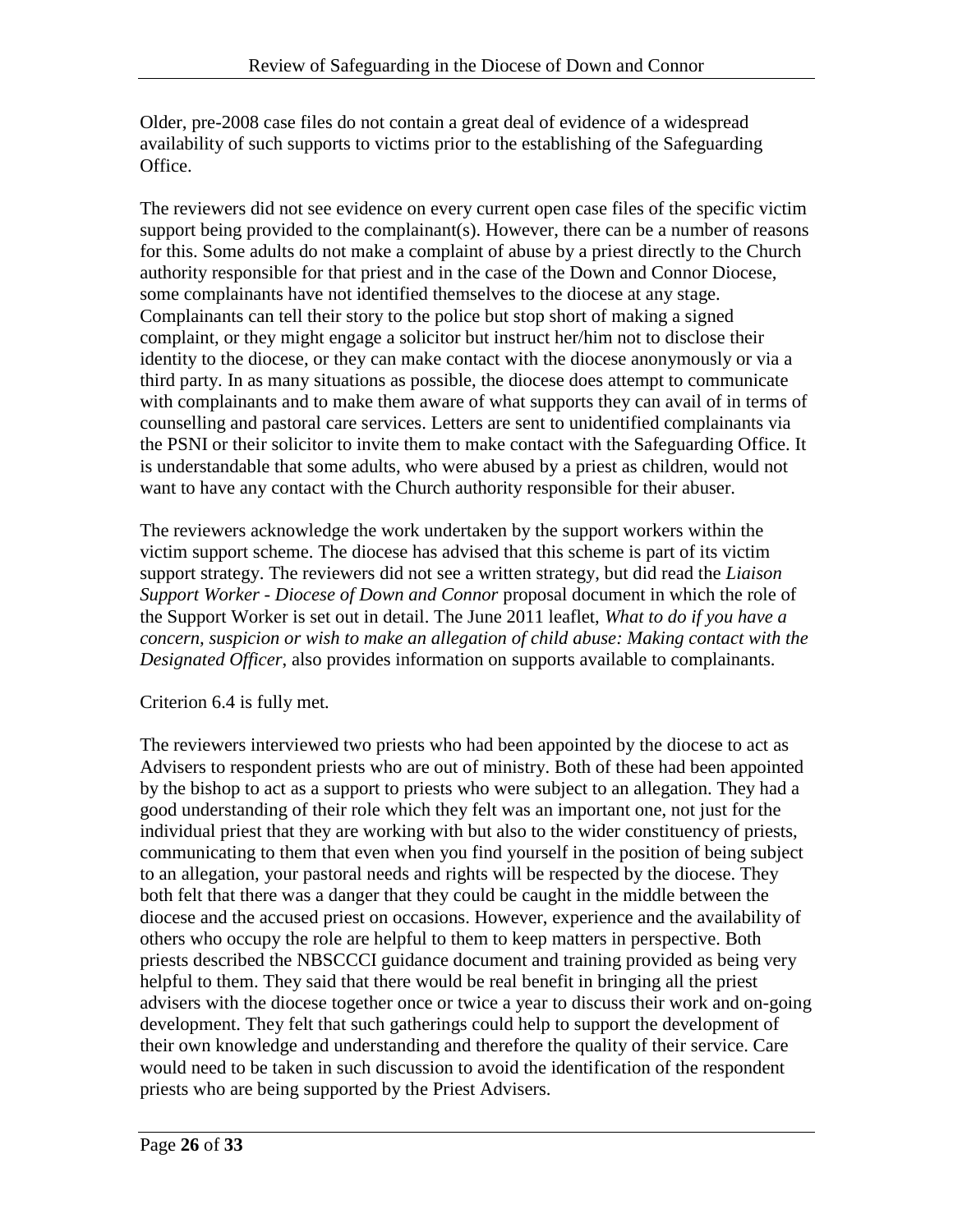Older, pre-2008 case files do not contain a great deal of evidence of a widespread availability of such supports to victims prior to the establishing of the Safeguarding Office.

The reviewers did not see evidence on every current open case files of the specific victim support being provided to the complainant(s). However, there can be a number of reasons for this. Some adults do not make a complaint of abuse by a priest directly to the Church authority responsible for that priest and in the case of the Down and Connor Diocese, some complainants have not identified themselves to the diocese at any stage. Complainants can tell their story to the police but stop short of making a signed complaint, or they might engage a solicitor but instruct her/him not to disclose their identity to the diocese, or they can make contact with the diocese anonymously or via a third party. In as many situations as possible, the diocese does attempt to communicate with complainants and to make them aware of what supports they can avail of in terms of counselling and pastoral care services. Letters are sent to unidentified complainants via the PSNI or their solicitor to invite them to make contact with the Safeguarding Office. It is understandable that some adults, who were abused by a priest as children, would not want to have any contact with the Church authority responsible for their abuser.

The reviewers acknowledge the work undertaken by the support workers within the victim support scheme. The diocese has advised that this scheme is part of its victim support strategy. The reviewers did not see a written strategy, but did read the *Liaison Support Worker - Diocese of Down and Connor* proposal document in which the role of the Support Worker is set out in detail. The June 2011 leaflet, *What to do if you have a concern, suspicion or wish to make an allegation of child abuse: Making contact with the Designated Officer*, also provides information on supports available to complainants.

Criterion 6.4 is fully met.

The reviewers interviewed two priests who had been appointed by the diocese to act as Advisers to respondent priests who are out of ministry. Both of these had been appointed by the bishop to act as a support to priests who were subject to an allegation. They had a good understanding of their role which they felt was an important one, not just for the individual priest that they are working with but also to the wider constituency of priests, communicating to them that even when you find yourself in the position of being subject to an allegation, your pastoral needs and rights will be respected by the diocese. They both felt that there was a danger that they could be caught in the middle between the diocese and the accused priest on occasions. However, experience and the availability of others who occupy the role are helpful to them to keep matters in perspective. Both priests described the NBSCCCI guidance document and training provided as being very helpful to them. They said that there would be real benefit in bringing all the priest advisers with the diocese together once or twice a year to discuss their work and on-going development. They felt that such gatherings could help to support the development of their own knowledge and understanding and therefore the quality of their service. Care would need to be taken in such discussion to avoid the identification of the respondent priests who are being supported by the Priest Advisers.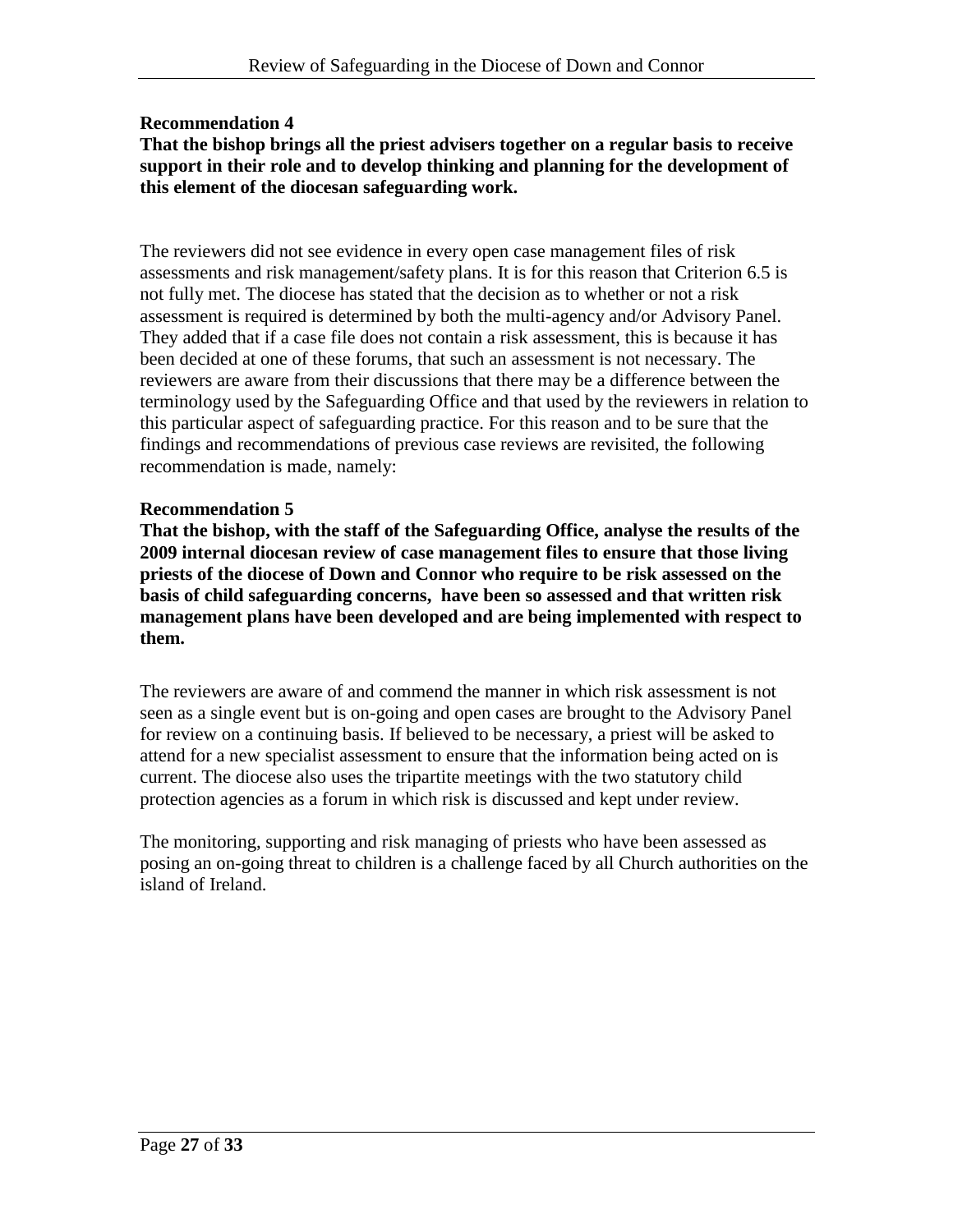**Recommendation 4**

**That the bishop brings all the priest advisers together on a regular basis to receive support in their role and to develop thinking and planning for the development of this element of the diocesan safeguarding work.**

The reviewers did not see evidence in every open case management files of risk assessments and risk management/safety plans. It is for this reason that Criterion 6.5 is not fully met. The diocese has stated that the decision as to whether or not a risk assessment is required is determined by both the multi-agency and/or Advisory Panel. They added that if a case file does not contain a risk assessment, this is because it has been decided at one of these forums, that such an assessment is not necessary. The reviewers are aware from their discussions that there may be a difference between the terminology used by the Safeguarding Office and that used by the reviewers in relation to this particular aspect of safeguarding practice. For this reason and to be sure that the findings and recommendations of previous case reviews are revisited, the following recommendation is made, namely:

**Recommendation 5**

**That the bishop, with the staff of the Safeguarding Office, analyse the results of the 2009 internal diocesan review of case management files to ensure that those living priests of the diocese of Down and Connor who require to be risk assessed on the basis of child safeguarding concerns, have been so assessed and that written risk management plans have been developed and are being implemented with respect to them.**

The reviewers are aware of and commend the manner in which risk assessment is not seen as a single event but is on-going and open cases are brought to the Advisory Panel for review on a continuing basis. If believed to be necessary, a priest will be asked to attend for a new specialist assessment to ensure that the information being acted on is current. The diocese also uses the tripartite meetings with the two statutory child protection agencies as a forum in which risk is discussed and kept under review.

The monitoring, supporting and risk managing of priests who have been assessed as posing an on-going threat to children is a challenge faced by all Church authorities on the island of Ireland.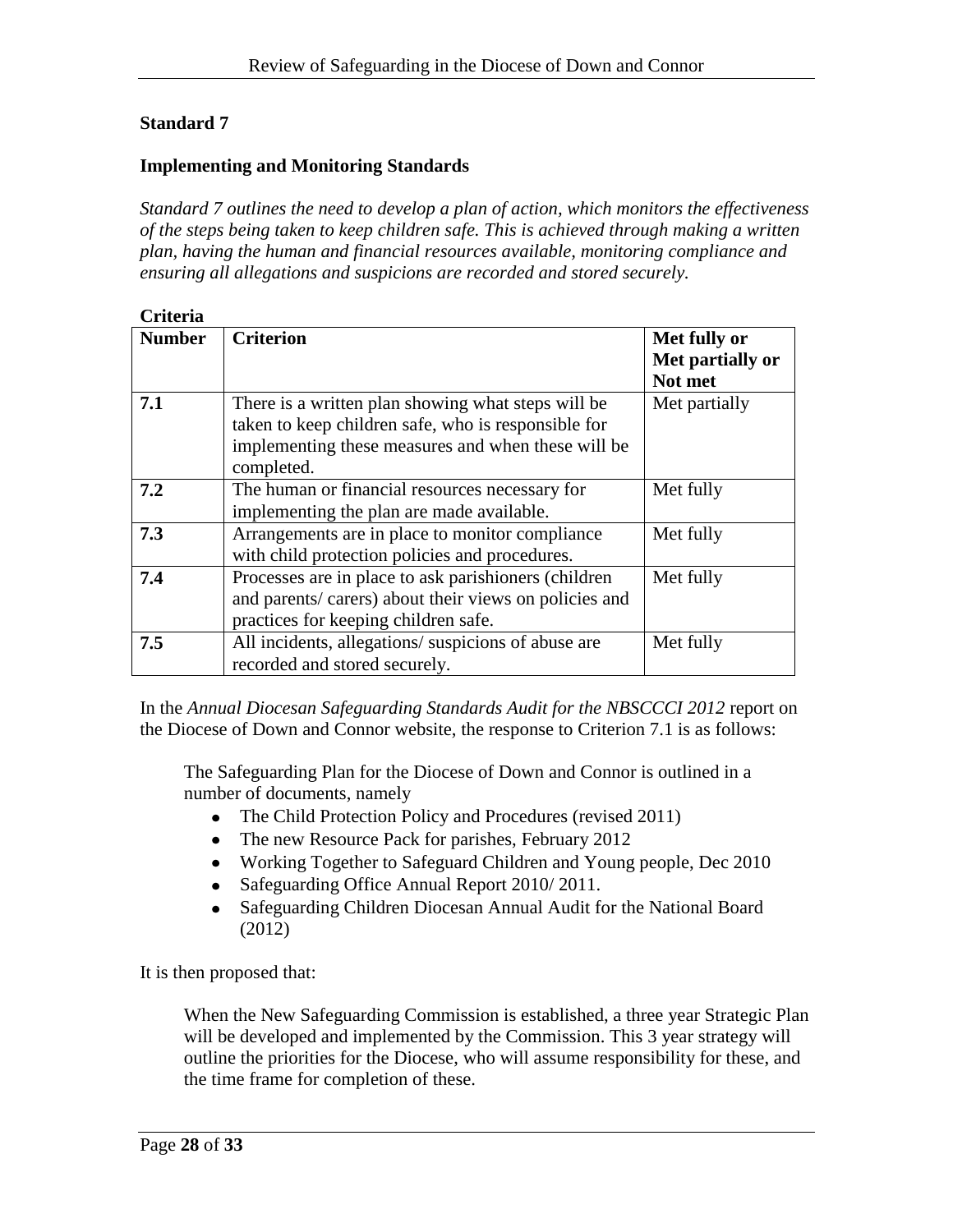**Standard 7**

**Implementing and Monitoring Standards**

*Standard 7 outlines the need to develop a plan of action, which monitors the effectiveness of the steps being taken to keep children safe. This is achieved through making a written plan, having the human and financial resources available, monitoring compliance and ensuring all allegations and suspicions are recorded and stored securely.*

**Criteria**

| Number | Criterion | Met fully or Met partially or Not met |
|---|---|---|
| **7.1** | There is a written plan showing what steps will be taken to keep children safe, who is responsible for implementing these measures and when these will be completed. | Met partially |
| **7.2** | The human or financial resources necessary for implementing the plan are made available. | Met fully |
| **7.3** | Arrangements are in place to monitor compliance with child protection policies and procedures. | Met fully |
| **7.4** | Processes are in place to ask parishioners (children and parents/ carers) about their views on policies and practices for keeping children safe. | Met fully |
| **7.5** | All incidents, allegations/ suspicions of abuse are recorded and stored securely. | Met fully |

In the *Annual Diocesan Safeguarding Standards Audit for the NBSCCCI 2012* report on the Diocese of Down and Connor website, the response to Criterion 7.1 is as follows:

> The Safeguarding Plan for the Diocese of Down and Connor is outlined in a number of documents, namely
>
> - The Child Protection Policy and Procedures (revised 2011)
> - The new Resource Pack for parishes, February 2012
> - Working Together to Safeguard Children and Young people, Dec 2010
> - Safeguarding Office Annual Report 2010/ 2011.
> - Safeguarding Children Diocesan Annual Audit for the National Board (2012)

It is then proposed that:

> When the New Safeguarding Commission is established, a three year Strategic Plan will be developed and implemented by the Commission. This 3 year strategy will outline the priorities for the Diocese, who will assume responsibility for these, and the time frame for completion of these.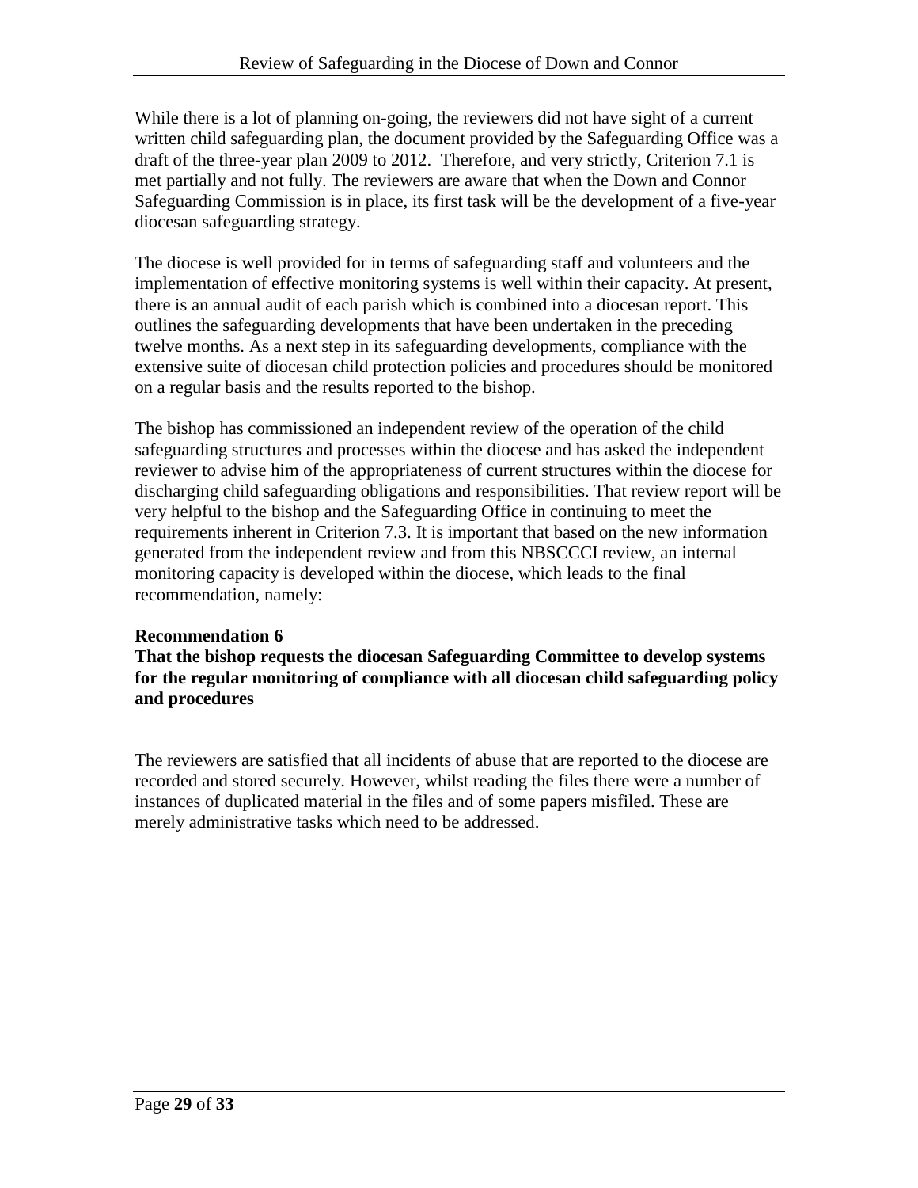While there is a lot of planning on-going, the reviewers did not have sight of a current written child safeguarding plan, the document provided by the Safeguarding Office was a draft of the three-year plan 2009 to 2012. Therefore, and very strictly, Criterion 7.1 is met partially and not fully. The reviewers are aware that when the Down and Connor Safeguarding Commission is in place, its first task will be the development of a five-year diocesan safeguarding strategy.

The diocese is well provided for in terms of safeguarding staff and volunteers and the implementation of effective monitoring systems is well within their capacity. At present, there is an annual audit of each parish which is combined into a diocesan report. This outlines the safeguarding developments that have been undertaken in the preceding twelve months. As a next step in its safeguarding developments, compliance with the extensive suite of diocesan child protection policies and procedures should be monitored on a regular basis and the results reported to the bishop.

The bishop has commissioned an independent review of the operation of the child safeguarding structures and processes within the diocese and has asked the independent reviewer to advise him of the appropriateness of current structures within the diocese for discharging child safeguarding obligations and responsibilities. That review report will be very helpful to the bishop and the Safeguarding Office in continuing to meet the requirements inherent in Criterion 7.3. It is important that based on the new information generated from the independent review and from this NBSCCCI review, an internal monitoring capacity is developed within the diocese, which leads to the final recommendation, namely:

**Recommendation 6**
**That the bishop requests the diocesan Safeguarding Committee to develop systems for the regular monitoring of compliance with all diocesan child safeguarding policy and procedures**

The reviewers are satisfied that all incidents of abuse that are reported to the diocese are recorded and stored securely. However, whilst reading the files there were a number of instances of duplicated material in the files and of some papers misfiled. These are merely administrative tasks which need to be addressed.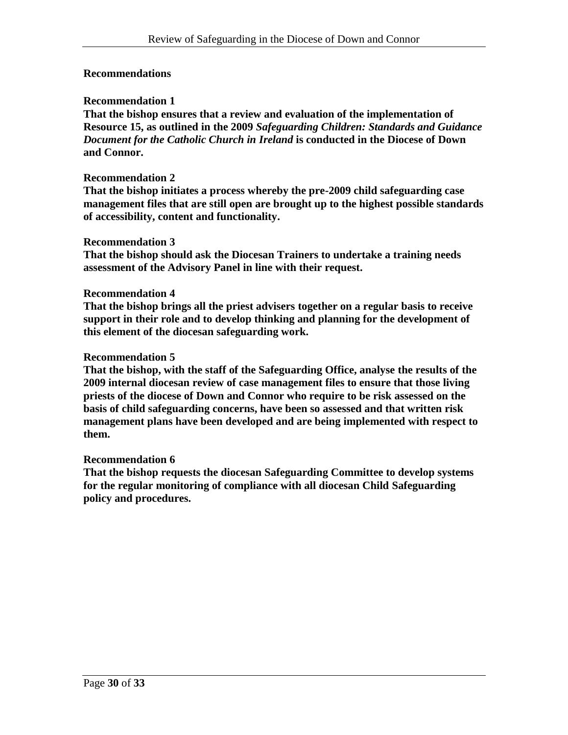## Recommendations

**Recommendation 1**
**That the bishop ensures that a review and evaluation of the implementation of Resource 15, as outlined in the 2009 *Safeguarding Children: Standards and Guidance Document for the Catholic Church in Ireland* is conducted in the Diocese of Down and Connor.**

**Recommendation 2**
**That the bishop initiates a process whereby the pre-2009 child safeguarding case management files that are still open are brought up to the highest possible standards of accessibility, content and functionality.**

**Recommendation 3**
**That the bishop should ask the Diocesan Trainers to undertake a training needs assessment of the Advisory Panel in line with their request.**

**Recommendation 4**
**That the bishop brings all the priest advisers together on a regular basis to receive support in their role and to develop thinking and planning for the development of this element of the diocesan safeguarding work.**

**Recommendation 5**
**That the bishop, with the staff of the Safeguarding Office, analyse the results of the 2009 internal diocesan review of case management files to ensure that those living priests of the diocese of Down and Connor who require to be risk assessed on the basis of child safeguarding concerns, have been so assessed and that written risk management plans have been developed and are being implemented with respect to them.**

**Recommendation 6**
**That the bishop requests the diocesan Safeguarding Committee to develop systems for the regular monitoring of compliance with all diocesan Child Safeguarding policy and procedures.**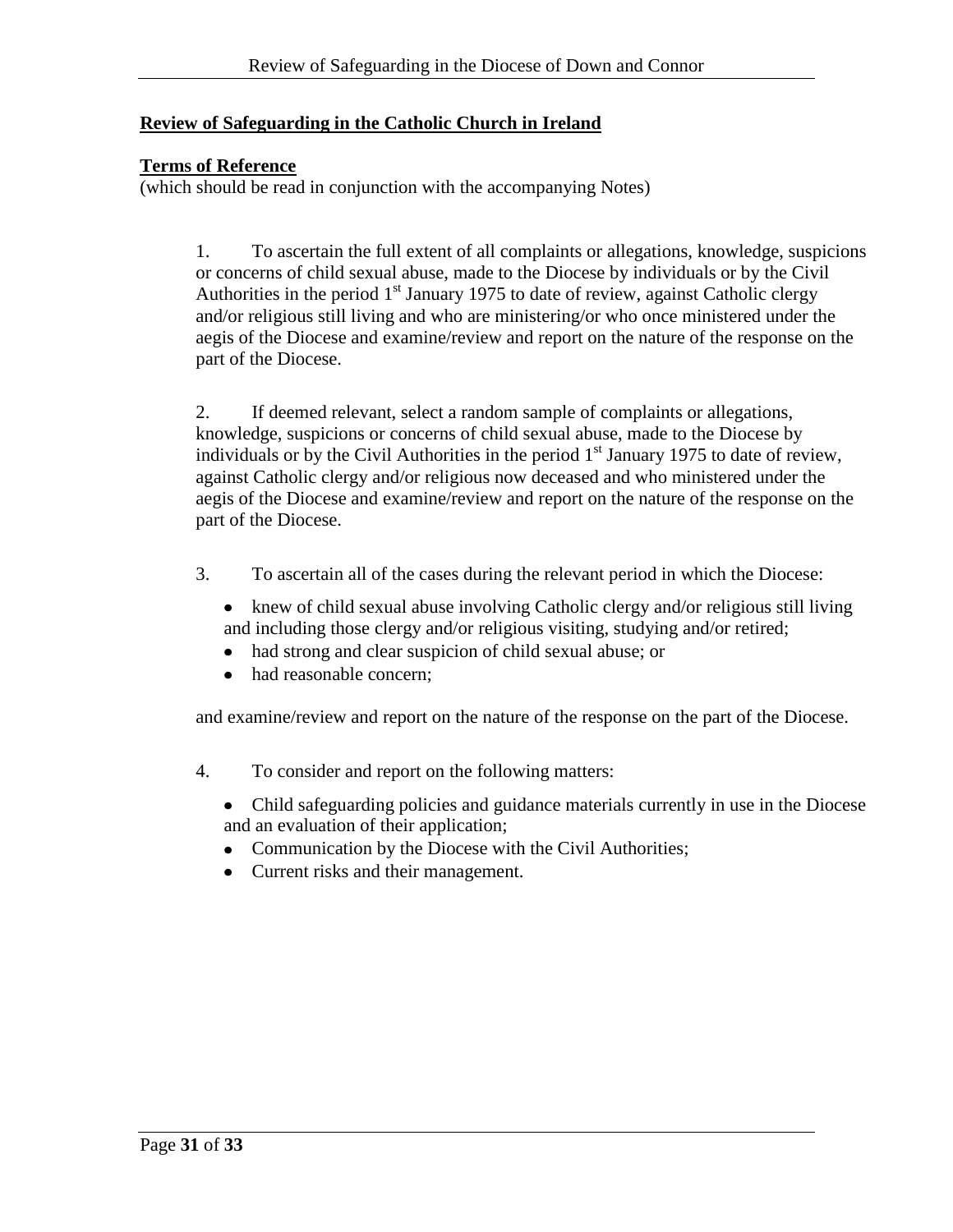**Review of Safeguarding in the Catholic Church in Ireland**

**Terms of Reference**
(which should be read in conjunction with the accompanying Notes)

1. To ascertain the full extent of all complaints or allegations, knowledge, suspicions or concerns of child sexual abuse, made to the Diocese by individuals or by the Civil Authorities in the period 1st January 1975 to date of review, against Catholic clergy and/or religious still living and who are ministering/or who once ministered under the aegis of the Diocese and examine/review and report on the nature of the response on the part of the Diocese.

2. If deemed relevant, select a random sample of complaints or allegations, knowledge, suspicions or concerns of child sexual abuse, made to the Diocese by individuals or by the Civil Authorities in the period 1st January 1975 to date of review, against Catholic clergy and/or religious now deceased and who ministered under the aegis of the Diocese and examine/review and report on the nature of the response on the part of the Diocese.

3. To ascertain all of the cases during the relevant period in which the Diocese:

   - knew of child sexual abuse involving Catholic clergy and/or religious still living and including those clergy and/or religious visiting, studying and/or retired;
   - had strong and clear suspicion of child sexual abuse; or
   - had reasonable concern;

   and examine/review and report on the nature of the response on the part of the Diocese.

4. To consider and report on the following matters:

   - Child safeguarding policies and guidance materials currently in use in the Diocese and an evaluation of their application;
   - Communication by the Diocese with the Civil Authorities;
   - Current risks and their management.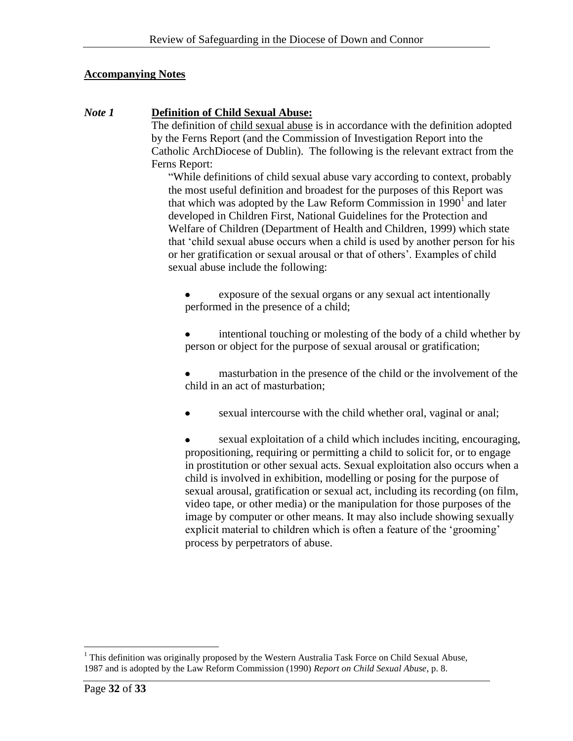**Accompanying Notes**

***Note 1*** **Definition of Child Sexual Abuse:**

The definition of child sexual abuse is in accordance with the definition adopted by the Ferns Report (and the Commission of Investigation Report into the Catholic ArchDiocese of Dublin). The following is the relevant extract from the Ferns Report:

> "While definitions of child sexual abuse vary according to context, probably the most useful definition and broadest for the purposes of this Report was that which was adopted by the Law Reform Commission in 1990[1] and later developed in Children First, National Guidelines for the Protection and Welfare of Children (Department of Health and Children, 1999) which state that 'child sexual abuse occurs when a child is used by another person for his or her gratification or sexual arousal or that of others'. Examples of child sexual abuse include the following:
>
> - exposure of the sexual organs or any sexual act intentionally performed in the presence of a child;
>
> - intentional touching or molesting of the body of a child whether by person or object for the purpose of sexual arousal or gratification;
>
> - masturbation in the presence of the child or the involvement of the child in an act of masturbation;
>
> - sexual intercourse with the child whether oral, vaginal or anal;
>
> - sexual exploitation of a child which includes inciting, encouraging, propositioning, requiring or permitting a child to solicit for, or to engage in prostitution or other sexual acts. Sexual exploitation also occurs when a child is involved in exhibition, modelling or posing for the purpose of sexual arousal, gratification or sexual act, including its recording (on film, video tape, or other media) or the manipulation for those purposes of the image by computer or other means. It may also include showing sexually explicit material to children which is often a feature of the 'grooming' process by perpetrators of abuse.

[1] This definition was originally proposed by the Western Australia Task Force on Child Sexual Abuse, 1987 and is adopted by the Law Reform Commission (1990) *Report on Child Sexual Abuse*, p. 8.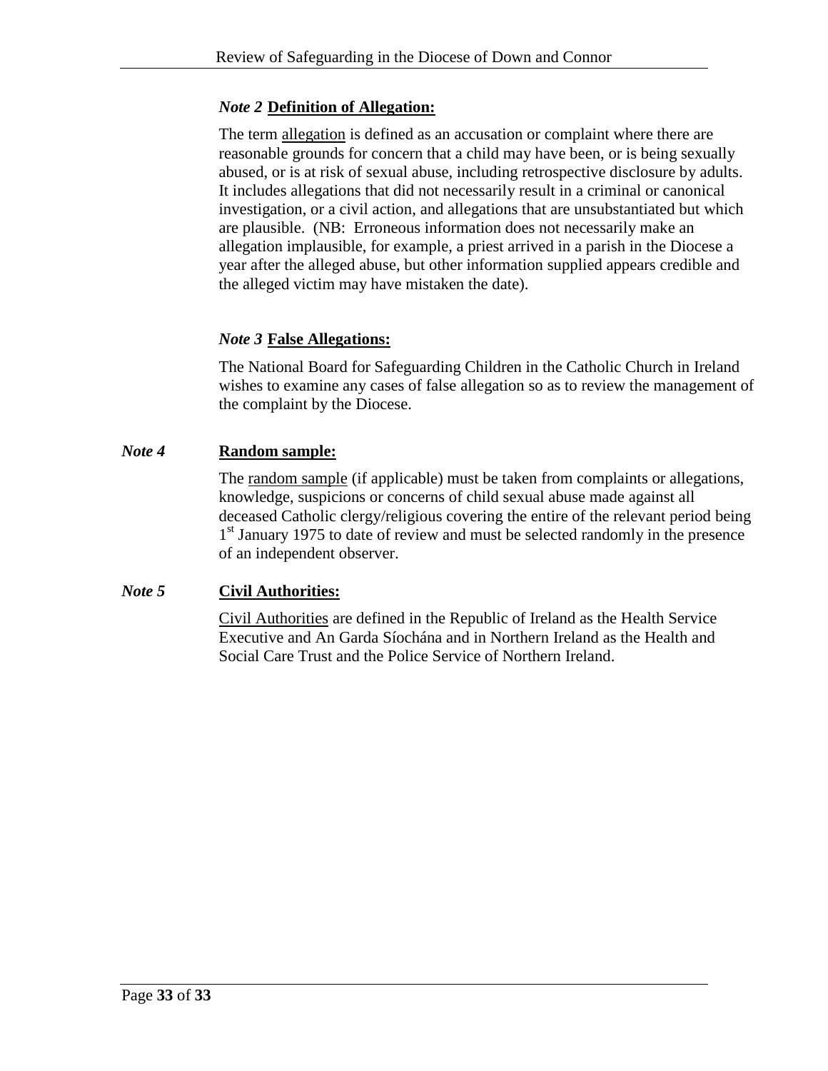*Note 2* **Definition of Allegation:**

The term allegation is defined as an accusation or complaint where there are reasonable grounds for concern that a child may have been, or is being sexually abused, or is at risk of sexual abuse, including retrospective disclosure by adults. It includes allegations that did not necessarily result in a criminal or canonical investigation, or a civil action, and allegations that are unsubstantiated but which are plausible. (NB: Erroneous information does not necessarily make an allegation implausible, for example, a priest arrived in a parish in the Diocese a year after the alleged abuse, but other information supplied appears credible and the alleged victim may have mistaken the date).

*Note 3* **False Allegations:**

The National Board for Safeguarding Children in the Catholic Church in Ireland wishes to examine any cases of false allegation so as to review the management of the complaint by the Diocese.

*Note 4* **Random sample:**

The random sample (if applicable) must be taken from complaints or allegations, knowledge, suspicions or concerns of child sexual abuse made against all deceased Catholic clergy/religious covering the entire of the relevant period being 1st January 1975 to date of review and must be selected randomly in the presence of an independent observer.

*Note 5* **Civil Authorities:**

Civil Authorities are defined in the Republic of Ireland as the Health Service Executive and An Garda Síochána and in Northern Ireland as the Health and Social Care Trust and the Police Service of Northern Ireland.